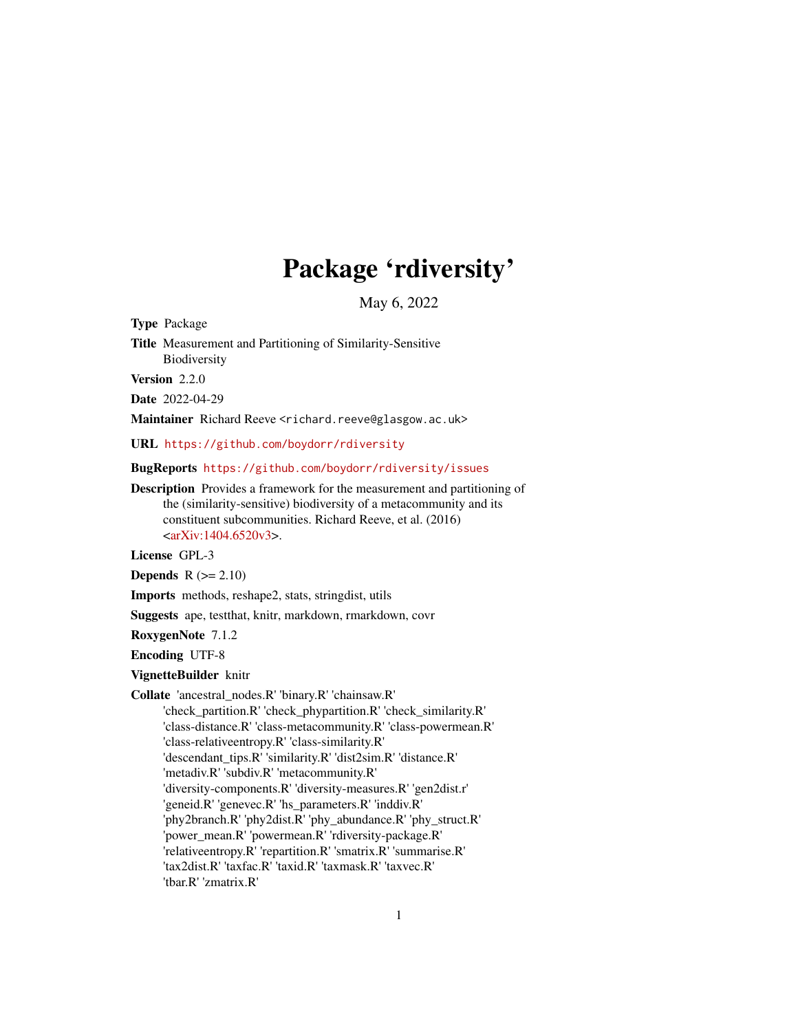# Package 'rdiversity'

May 6, 2022

**Type** Package

**Title** Measurement and Partitioning of Similarity-Sensitive Biodiversity

**Version** 2.2.0

**Date** 2022-04-29

**Maintainer** Richard Reeve <richard.reeve@glasgow.ac.uk>

**URL** https://github.com/boydorr/rdiversity

**BugReports** https://github.com/boydorr/rdiversity/issues

**Description** Provides a framework for the measurement and partitioning of the (similarity-sensitive) biodiversity of a metacommunity and its constituent subcommunities. Richard Reeve, et al. (2016) <arXiv:1404.6520v3>.

**License** GPL-3

**Depends** R (>= 2.10)

**Imports** methods, reshape2, stats, stringdist, utils

**Suggests** ape, testthat, knitr, markdown, rmarkdown, covr

**RoxygenNote** 7.1.2

**Encoding** UTF-8

**VignetteBuilder** knitr

**Collate** 'ancestral_nodes.R' 'binary.R' 'chainsaw.R' 'check_partition.R' 'check_phypartition.R' 'check_similarity.R' 'class-distance.R' 'class-metacommunity.R' 'class-powermean.R' 'class-relativeentropy.R' 'class-similarity.R' 'descendant_tips.R' 'similarity.R' 'dist2sim.R' 'distance.R' 'metadiv.R' 'subdiv.R' 'metacommunity.R' 'diversity-components.R' 'diversity-measures.R' 'gen2dist.r' 'geneid.R' 'genevec.R' 'hs_parameters.R' 'inddiv.R' 'phy2branch.R' 'phy2dist.R' 'phy_abundance.R' 'phy_struct.R' 'power_mean.R' 'powermean.R' 'rdiversity-package.R' 'relativeentropy.R' 'repartition.R' 'smatrix.R' 'summarise.R' 'tax2dist.R' 'taxfac.R' 'taxid.R' 'taxmask.R' 'taxvec.R' 'tbar.R' 'zmatrix.R'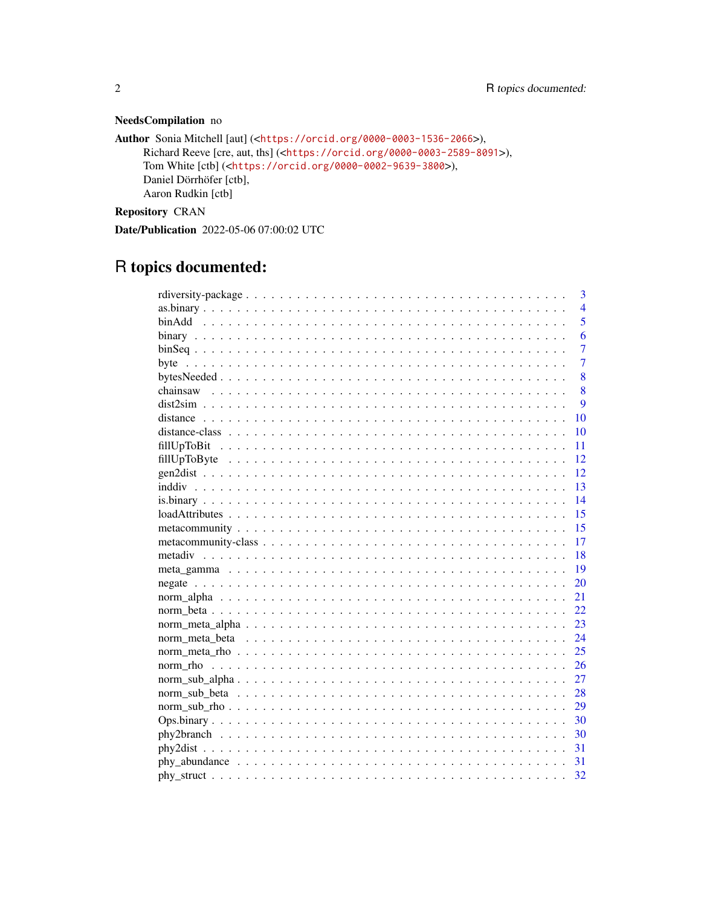**NeedsCompilation** no

**Author** Sonia Mitchell [aut] (<https://orcid.org/0000-0003-1536-2066>),
Richard Reeve [cre, aut, ths] (<https://orcid.org/0000-0003-2589-8091>),
Tom White [ctb] (<https://orcid.org/0000-0002-9639-3800>),
Daniel Dörrhöfer [ctb],
Aaron Rudkin [ctb]

**Repository** CRAN

**Date/Publication** 2022-05-06 07:00:02 UTC

# R topics documented:

- rdiversity-package . . . . . 3
- as.binary . . . . . 4
- binAdd . . . . . 5
- binary . . . . . 6
- binSeq . . . . . 7
- byte . . . . . 7
- bytesNeeded . . . . . 8
- chainsaw . . . . . 8
- dist2sim . . . . . 9
- distance . . . . . 10
- distance-class . . . . . 10
- fillUpToBit . . . . . 11
- fillUpToByte . . . . . 12
- gen2dist . . . . . 12
- inddiv . . . . . 13
- is.binary . . . . . 14
- loadAttributes . . . . . 15
- metacommunity . . . . . 15
- metacommunity-class . . . . . 17
- metadiv . . . . . 18
- meta_gamma . . . . . 19
- negate . . . . . 20
- norm_alpha . . . . . 21
- norm_beta . . . . . 22
- norm_meta_alpha . . . . . 23
- norm_meta_beta . . . . . 24
- norm_meta_rho . . . . . 25
- norm_rho . . . . . 26
- norm_sub_alpha . . . . . 27
- norm_sub_beta . . . . . 28
- norm_sub_rho . . . . . 29
- Ops.binary . . . . . 30
- phy2branch . . . . . 30
- phy2dist . . . . . 31
- phy_abundance . . . . . 31
- phy_struct . . . . . 32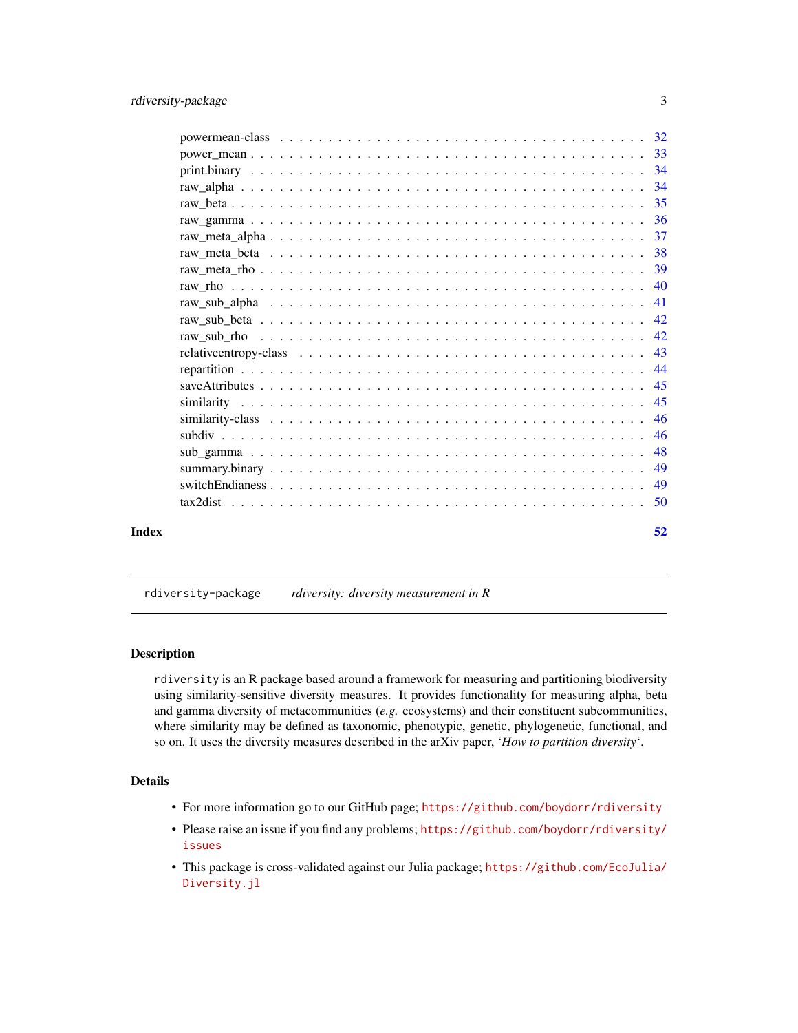powermean-class . . . . . . . . . . . . . . . . . . . . . . . . . . . . . . . . . . . . 32
power_mean . . . . . . . . . . . . . . . . . . . . . . . . . . . . . . . . . . . . . . 33
print.binary . . . . . . . . . . . . . . . . . . . . . . . . . . . . . . . . . . . . . . 34
raw_alpha . . . . . . . . . . . . . . . . . . . . . . . . . . . . . . . . . . . . . . . 34
raw_beta . . . . . . . . . . . . . . . . . . . . . . . . . . . . . . . . . . . . . . . . 35
raw_gamma . . . . . . . . . . . . . . . . . . . . . . . . . . . . . . . . . . . . . . 36
raw_meta_alpha . . . . . . . . . . . . . . . . . . . . . . . . . . . . . . . . . . . . 37
raw_meta_beta . . . . . . . . . . . . . . . . . . . . . . . . . . . . . . . . . . . . . 38
raw_meta_rho . . . . . . . . . . . . . . . . . . . . . . . . . . . . . . . . . . . . . 39
raw_rho . . . . . . . . . . . . . . . . . . . . . . . . . . . . . . . . . . . . . . . . 40
raw_sub_alpha . . . . . . . . . . . . . . . . . . . . . . . . . . . . . . . . . . . . . 41
raw_sub_beta . . . . . . . . . . . . . . . . . . . . . . . . . . . . . . . . . . . . . 42
raw_sub_rho . . . . . . . . . . . . . . . . . . . . . . . . . . . . . . . . . . . . . . 42
relativeentropy-class . . . . . . . . . . . . . . . . . . . . . . . . . . . . . . . . . 43
repartition . . . . . . . . . . . . . . . . . . . . . . . . . . . . . . . . . . . . . . 44
saveAttributes . . . . . . . . . . . . . . . . . . . . . . . . . . . . . . . . . . . . . 45
similarity . . . . . . . . . . . . . . . . . . . . . . . . . . . . . . . . . . . . . . . 45
similarity-class . . . . . . . . . . . . . . . . . . . . . . . . . . . . . . . . . . . . 46
subdiv . . . . . . . . . . . . . . . . . . . . . . . . . . . . . . . . . . . . . . . . . 46
sub_gamma . . . . . . . . . . . . . . . . . . . . . . . . . . . . . . . . . . . . . . 48
summary.binary . . . . . . . . . . . . . . . . . . . . . . . . . . . . . . . . . . . . 49
switchEndianess . . . . . . . . . . . . . . . . . . . . . . . . . . . . . . . . . . . . 49
tax2dist . . . . . . . . . . . . . . . . . . . . . . . . . . . . . . . . . . . . . . . . 50

**Index** **52**

---

`rdiversity-package` *rdiversity: diversity measurement in R*

---

## Description

`rdiversity` is an R package based around a framework for measuring and partitioning biodiversity using similarity-sensitive diversity measures. It provides functionality for measuring alpha, beta and gamma diversity of metacommunities (*e.g.* ecosystems) and their constituent subcommunities, where similarity may be defined as taxonomic, phenotypic, genetic, phylogenetic, functional, and so on. It uses the diversity measures described in the arXiv paper, '*How to partition diversity*'.

## Details

- For more information go to our GitHub page; `https://github.com/boydorr/rdiversity`
- Please raise an issue if you find any problems; `https://github.com/boydorr/rdiversity/issues`
- This package is cross-validated against our Julia package; `https://github.com/EcoJulia/Diversity.jl`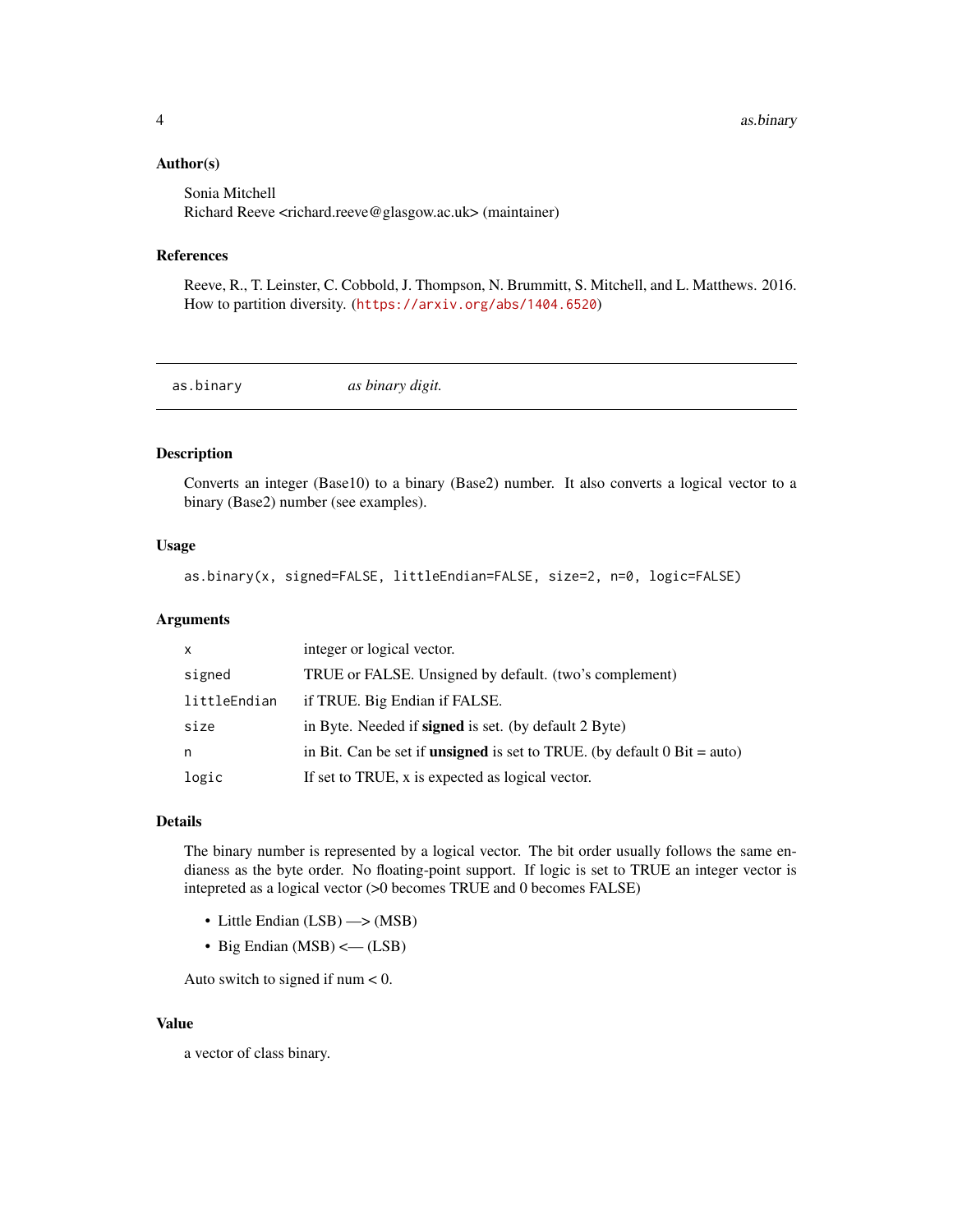### Author(s)

Sonia Mitchell
Richard Reeve <richard.reeve@glasgow.ac.uk> (maintainer)

### References

Reeve, R., T. Leinster, C. Cobbold, J. Thompson, N. Brummitt, S. Mitchell, and L. Matthews. 2016. How to partition diversity. (https://arxiv.org/abs/1404.6520)

---

## as.binary — *as binary digit.*

### Description

Converts an integer (Base10) to a binary (Base2) number. It also converts a logical vector to a binary (Base2) number (see examples).

### Usage

```
as.binary(x, signed=FALSE, littleEndian=FALSE, size=2, n=0, logic=FALSE)
```

### Arguments

| | |
|---|---|
| `x` | integer or logical vector. |
| `signed` | TRUE or FALSE. Unsigned by default. (two's complement) |
| `littleEndian` | if TRUE. Big Endian if FALSE. |
| `size` | in Byte. Needed if **signed** is set. (by default 2 Byte) |
| `n` | in Bit. Can be set if **unsigned** is set to TRUE. (by default 0 Bit = auto) |
| `logic` | If set to TRUE, x is expected as logical vector. |

### Details

The binary number is represented by a logical vector. The bit order usually follows the same endianess as the byte order. No floating-point support. If logic is set to TRUE an integer vector is intepreted as a logical vector (>0 becomes TRUE and 0 becomes FALSE)

- Little Endian (LSB) —> (MSB)
- Big Endian (MSB) <— (LSB)

Auto switch to signed if num < 0.

### Value

a vector of class binary.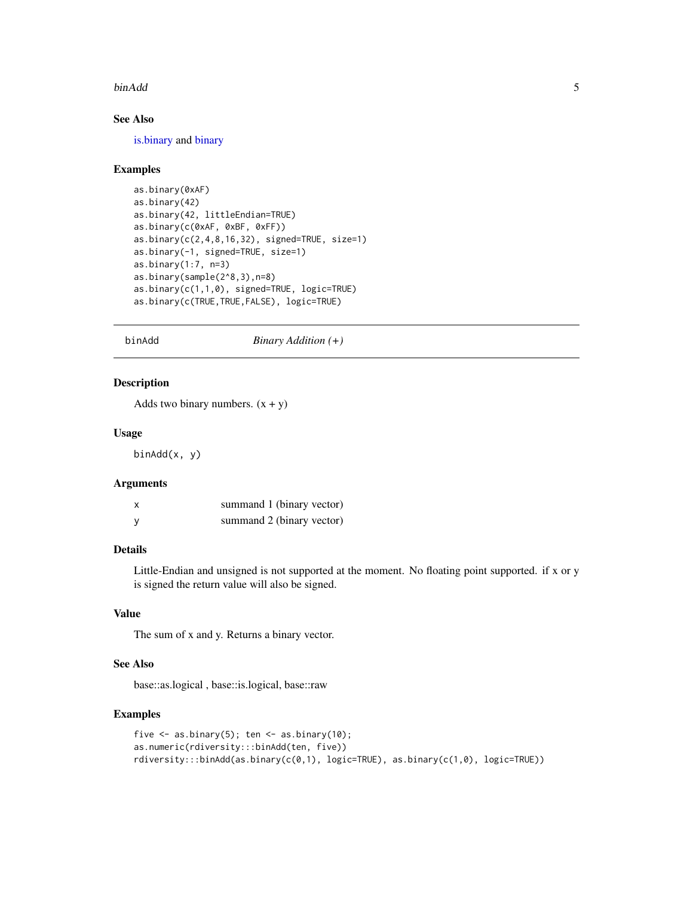### See Also

is.binary and binary

### Examples

```
as.binary(0xAF)
as.binary(42)
as.binary(42, littleEndian=TRUE)
as.binary(c(0xAF, 0xBF, 0xFF))
as.binary(c(2,4,8,16,32), signed=TRUE, size=1)
as.binary(-1, signed=TRUE, size=1)
as.binary(1:7, n=3)
as.binary(sample(2^8,3),n=8)
as.binary(c(1,1,0), signed=TRUE, logic=TRUE)
as.binary(c(TRUE,TRUE,FALSE), logic=TRUE)
```

---

## binAdd — *Binary Addition (+)*

### Description

Adds two binary numbers. (x + y)

### Usage

```
binAdd(x, y)
```

### Arguments

| | |
|---|---|
| x | summand 1 (binary vector) |
| y | summand 2 (binary vector) |

### Details

Little-Endian and unsigned is not supported at the moment. No floating point supported. if x or y is signed the return value will also be signed.

### Value

The sum of x and y. Returns a binary vector.

### See Also

base::as.logical , base::is.logical, base::raw

### Examples

```
five <- as.binary(5); ten <- as.binary(10);
as.numeric(rdiversity:::binAdd(ten, five))
rdiversity:::binAdd(as.binary(c(0,1), logic=TRUE), as.binary(c(1,0), logic=TRUE))
```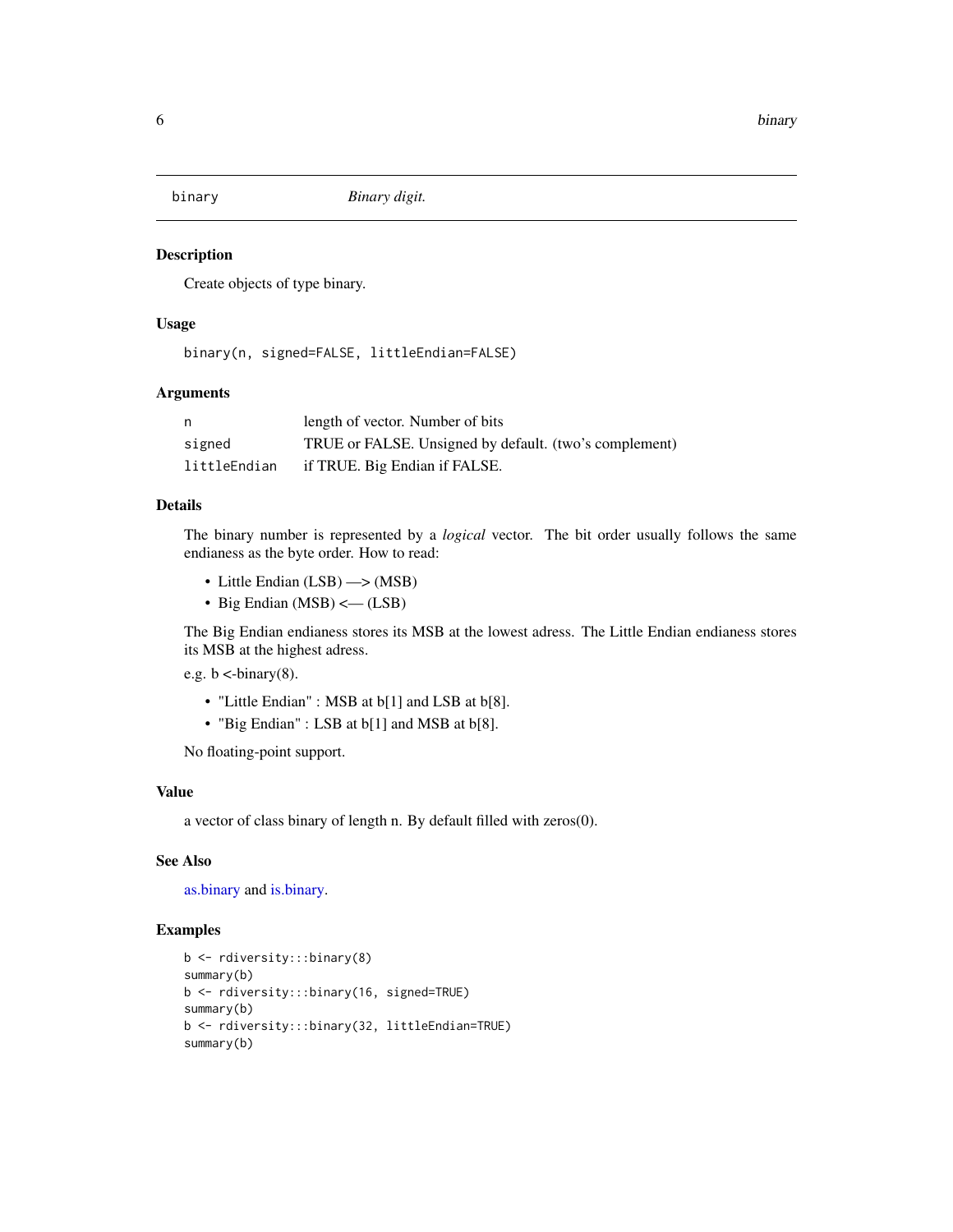`binary` *Binary digit.*

## Description

Create objects of type binary.

## Usage

```
binary(n, signed=FALSE, littleEndian=FALSE)
```

## Arguments

| | |
|---|---|
| `n` | length of vector. Number of bits |
| `signed` | TRUE or FALSE. Unsigned by default. (two's complement) |
| `littleEndian` | if TRUE. Big Endian if FALSE. |

## Details

The binary number is represented by a *logical* vector. The bit order usually follows the same endianess as the byte order. How to read:

- Little Endian (LSB) —> (MSB)
- Big Endian (MSB) <— (LSB)

The Big Endian endianess stores its MSB at the lowest adress. The Little Endian endianess stores its MSB at the highest adress.

e.g. b <-binary(8).

- "Little Endian" : MSB at b[1] and LSB at b[8].
- "Big Endian" : LSB at b[1] and MSB at b[8].

No floating-point support.

## Value

a vector of class binary of length n. By default filled with zeros(0).

## See Also

as.binary and is.binary.

## Examples

```
b <- rdiversity:::binary(8)
summary(b)
b <- rdiversity:::binary(16, signed=TRUE)
summary(b)
b <- rdiversity:::binary(32, littleEndian=TRUE)
summary(b)
```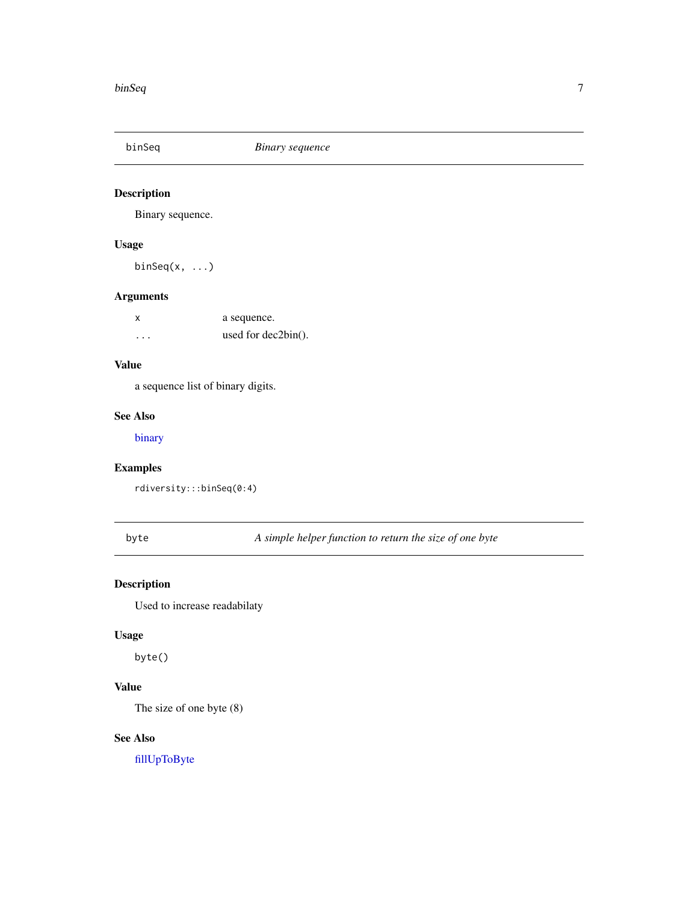## binSeq — *Binary sequence*

### Description

Binary sequence.

### Usage

```
binSeq(x, ...)
```

### Arguments

| | |
|---|---|
| `x` | a sequence. |
| `...` | used for dec2bin(). |

### Value

a sequence list of binary digits.

### See Also

binary

### Examples

```
rdiversity:::binSeq(0:4)
```

## byte — *A simple helper function to return the size of one byte*

### Description

Used to increase readabilaty

### Usage

```
byte()
```

### Value

The size of one byte (8)

### See Also

fillUpToByte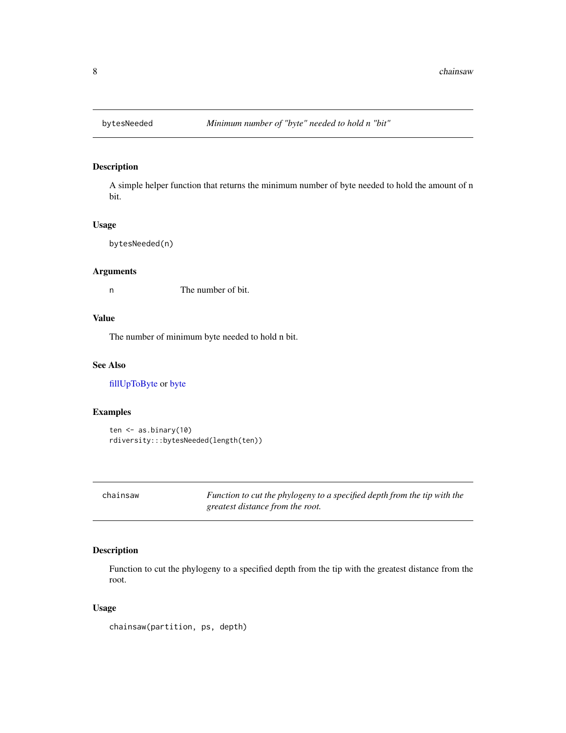## bytesNeeded — *Minimum number of "byte" needed to hold n "bit"*

### Description

A simple helper function that returns the minimum number of byte needed to hold the amount of n bit.

### Usage

```
bytesNeeded(n)
```

### Arguments

| | |
|---|---|
| n | The number of bit. |

### Value

The number of minimum byte needed to hold n bit.

### See Also

fillUpToByte or byte

### Examples

```
ten <- as.binary(10)
rdiversity:::bytesNeeded(length(ten))
```

## chainsaw — *Function to cut the phylogeny to a specified depth from the tip with the greatest distance from the root.*

### Description

Function to cut the phylogeny to a specified depth from the tip with the greatest distance from the root.

### Usage

```
chainsaw(partition, ps, depth)
```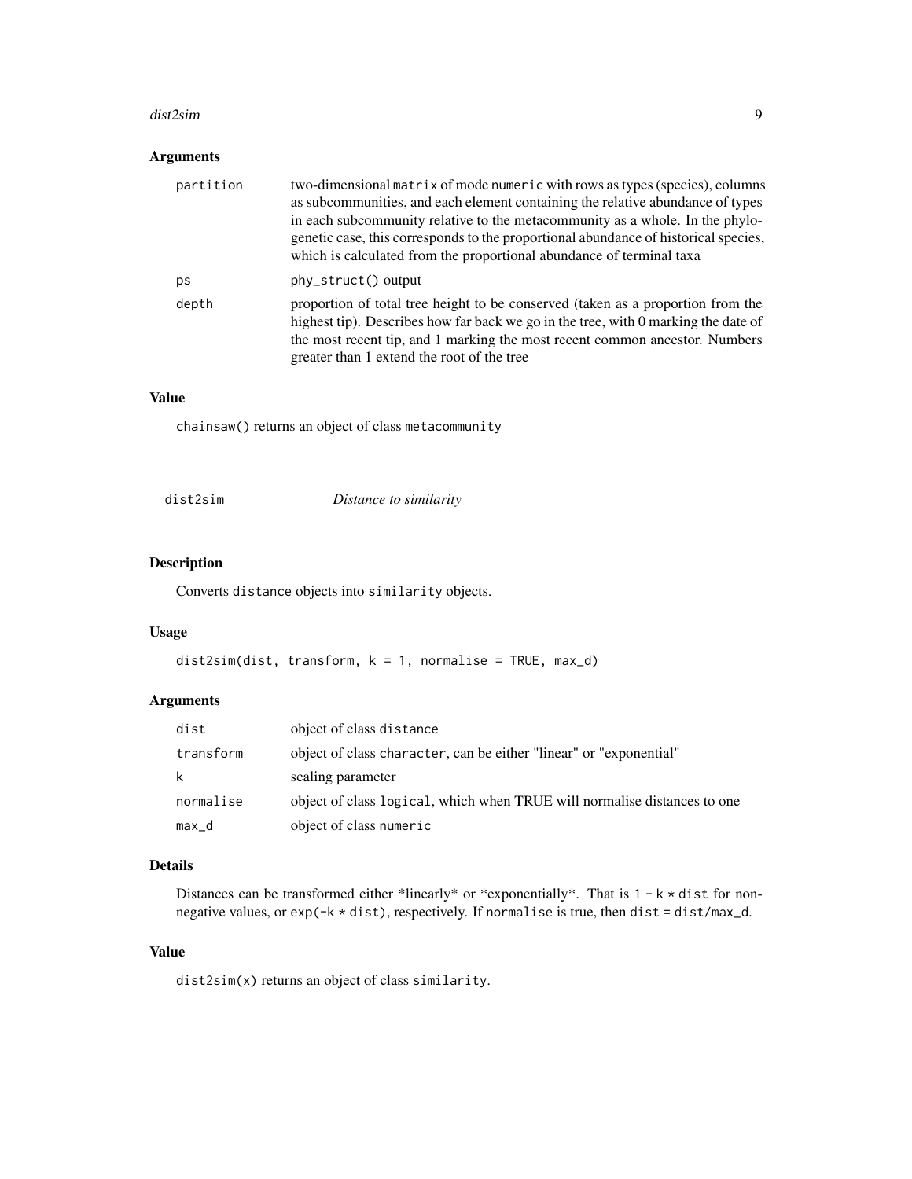### Arguments

| | |
|---|---|
| partition | two-dimensional matrix of mode numeric with rows as types (species), columns as subcommunities, and each element containing the relative abundance of types in each subcommunity relative to the metacommunity as a whole. In the phylogenetic case, this corresponds to the proportional abundance of historical species, which is calculated from the proportional abundance of terminal taxa |
| ps | phy_struct() output |
| depth | proportion of total tree height to be conserved (taken as a proportion from the highest tip). Describes how far back we go in the tree, with 0 marking the date of the most recent tip, and 1 marking the most recent common ancestor. Numbers greater than 1 extend the root of the tree |

### Value

chainsaw() returns an object of class metacommunity

---

## dist2sim — *Distance to similarity*

### Description

Converts distance objects into similarity objects.

### Usage

```
dist2sim(dist, transform, k = 1, normalise = TRUE, max_d)
```

### Arguments

| | |
|---|---|
| dist | object of class distance |
| transform | object of class character, can be either "linear" or "exponential" |
| k | scaling parameter |
| normalise | object of class logical, which when TRUE will normalise distances to one |
| max_d | object of class numeric |

### Details

Distances can be transformed either *linearly* or *exponentially*. That is 1 - k * dist for non-negative values, or exp(-k * dist), respectively. If normalise is true, then dist = dist/max_d.

### Value

dist2sim(x) returns an object of class similarity.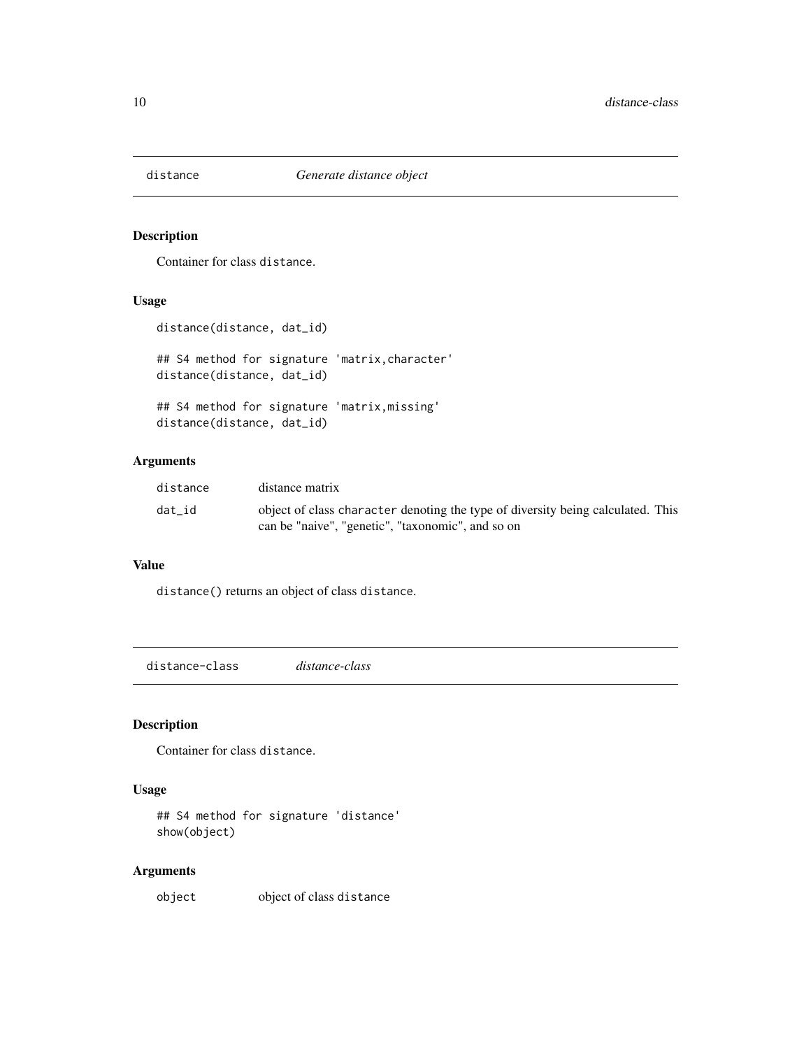## distance *Generate distance object*

### Description

Container for class `distance`.

### Usage

```
distance(distance, dat_id)

## S4 method for signature 'matrix,character'
distance(distance, dat_id)

## S4 method for signature 'matrix,missing'
distance(distance, dat_id)
```

### Arguments

| | |
|---|---|
| `distance` | distance matrix |
| `dat_id` | object of class `character` denoting the type of diversity being calculated. This can be "naive", "genetic", "taxonomic", and so on |

### Value

`distance()` returns an object of class `distance`.

## distance-class *distance-class*

### Description

Container for class `distance`.

### Usage

```
## S4 method for signature 'distance'
show(object)
```

### Arguments

| | |
|---|---|
| `object` | object of class `distance` |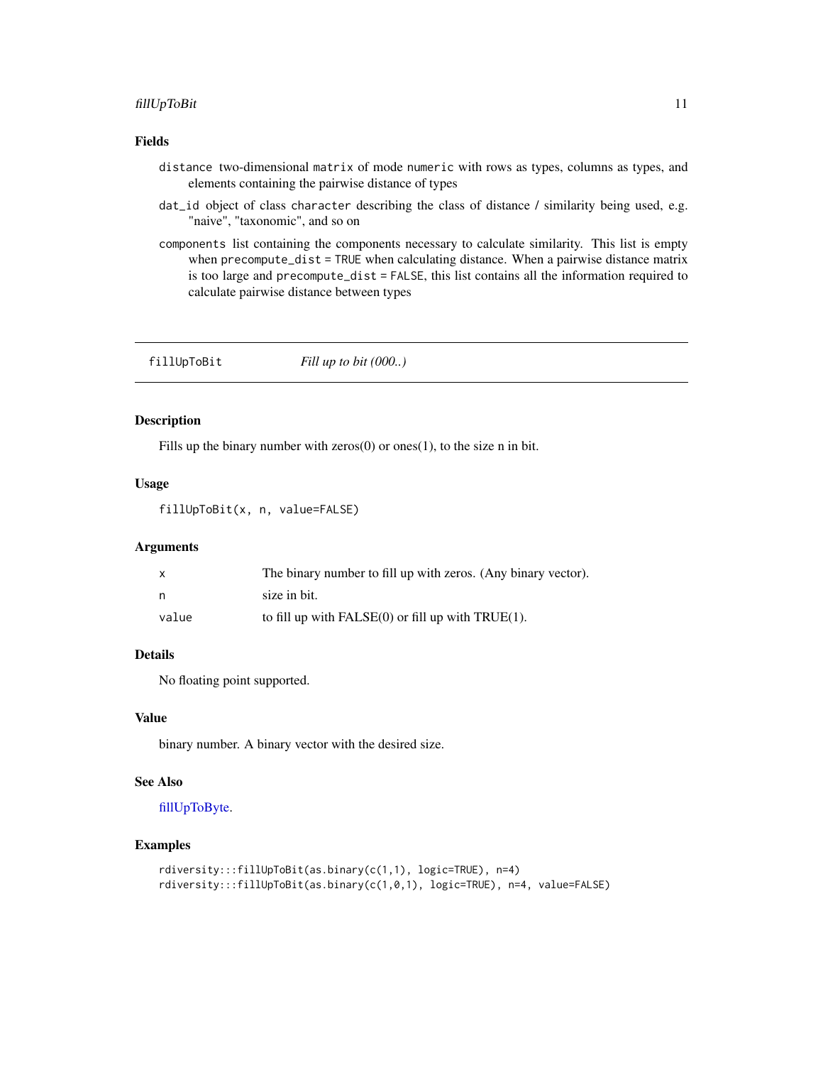### Fields

`distance` two-dimensional `matrix` of mode `numeric` with rows as types, columns as types, and elements containing the pairwise distance of types

`dat_id` object of class `character` describing the class of distance / similarity being used, e.g. "naive", "taxonomic", and so on

`components` list containing the components necessary to calculate similarity. This list is empty when `precompute_dist = TRUE` when calculating distance. When a pairwise distance matrix is too large and `precompute_dist = FALSE`, this list contains all the information required to calculate pairwise distance between types

---

## fillUpToBit — *Fill up to bit (000..)*

---

### Description

Fills up the binary number with zeros(0) or ones(1), to the size n in bit.

### Usage

```
fillUpToBit(x, n, value=FALSE)
```

### Arguments

| | |
|---|---|
| x | The binary number to fill up with zeros. (Any binary vector). |
| n | size in bit. |
| value | to fill up with FALSE(0) or fill up with TRUE(1). |

### Details

No floating point supported.

### Value

binary number. A binary vector with the desired size.

### See Also

fillUpToByte.

### Examples

```
rdiversity:::fillUpToBit(as.binary(c(1,1), logic=TRUE), n=4)
rdiversity:::fillUpToBit(as.binary(c(1,0,1), logic=TRUE), n=4, value=FALSE)
```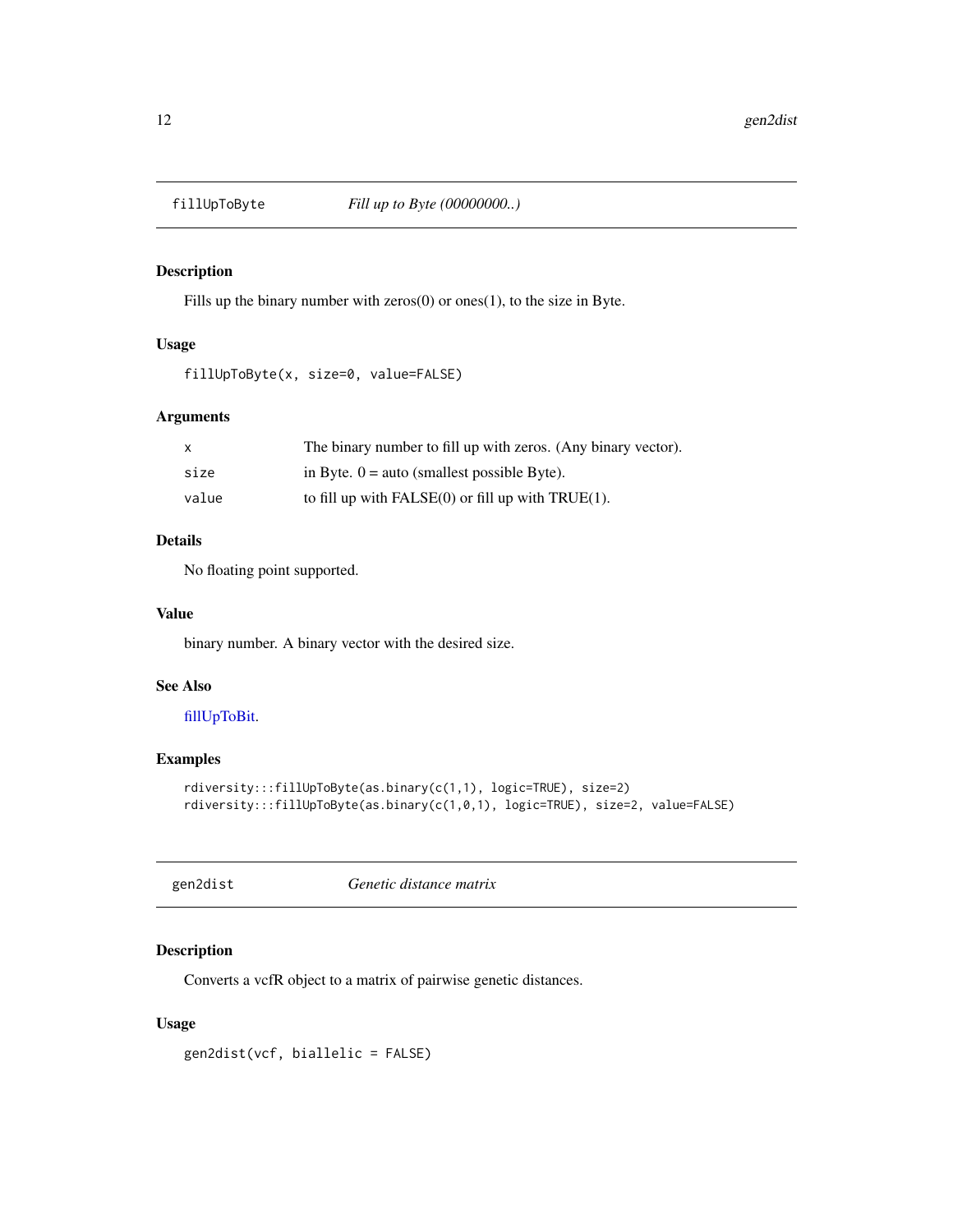## fillUpToByte — *Fill up to Byte (00000000..)*

### Description

Fills up the binary number with zeros(0) or ones(1), to the size in Byte.

### Usage

```
fillUpToByte(x, size=0, value=FALSE)
```

### Arguments

| | |
|---|---|
| x | The binary number to fill up with zeros. (Any binary vector). |
| size | in Byte. 0 = auto (smallest possible Byte). |
| value | to fill up with FALSE(0) or fill up with TRUE(1). |

### Details

No floating point supported.

### Value

binary number. A binary vector with the desired size.

### See Also

fillUpToBit.

### Examples

```
rdiversity:::fillUpToByte(as.binary(c(1,1), logic=TRUE), size=2)
rdiversity:::fillUpToByte(as.binary(c(1,0,1), logic=TRUE), size=2, value=FALSE)
```

## gen2dist — *Genetic distance matrix*

### Description

Converts a vcfR object to a matrix of pairwise genetic distances.

### Usage

```
gen2dist(vcf, biallelic = FALSE)
```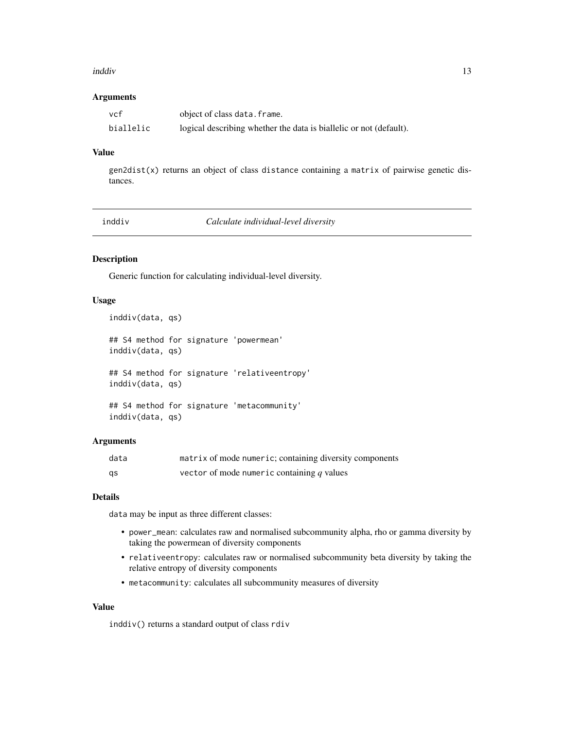### Arguments

| | |
|---|---|
| `vcf` | object of class `data.frame`. |
| `biallelic` | logical describing whether the data is biallelic or not (default). |

### Value

`gen2dist(x)` returns an object of class `distance` containing a `matrix` of pairwise genetic distances.

---

## inddiv — *Calculate individual-level diversity*

### Description

Generic function for calculating individual-level diversity.

### Usage

```
inddiv(data, qs)

## S4 method for signature 'powermean'
inddiv(data, qs)

## S4 method for signature 'relativeentropy'
inddiv(data, qs)

## S4 method for signature 'metacommunity'
inddiv(data, qs)
```

### Arguments

| | |
|---|---|
| `data` | `matrix` of mode `numeric`; containing diversity components |
| `qs` | `vector` of mode `numeric` containing $q$ values |

### Details

`data` may be input as three different classes:

- `power_mean`: calculates raw and normalised subcommunity alpha, rho or gamma diversity by taking the powermean of diversity components
- `relativeentropy`: calculates raw or normalised subcommunity beta diversity by taking the relative entropy of diversity components
- `metacommunity`: calculates all subcommunity measures of diversity

### Value

`inddiv()` returns a standard output of class `rdiv`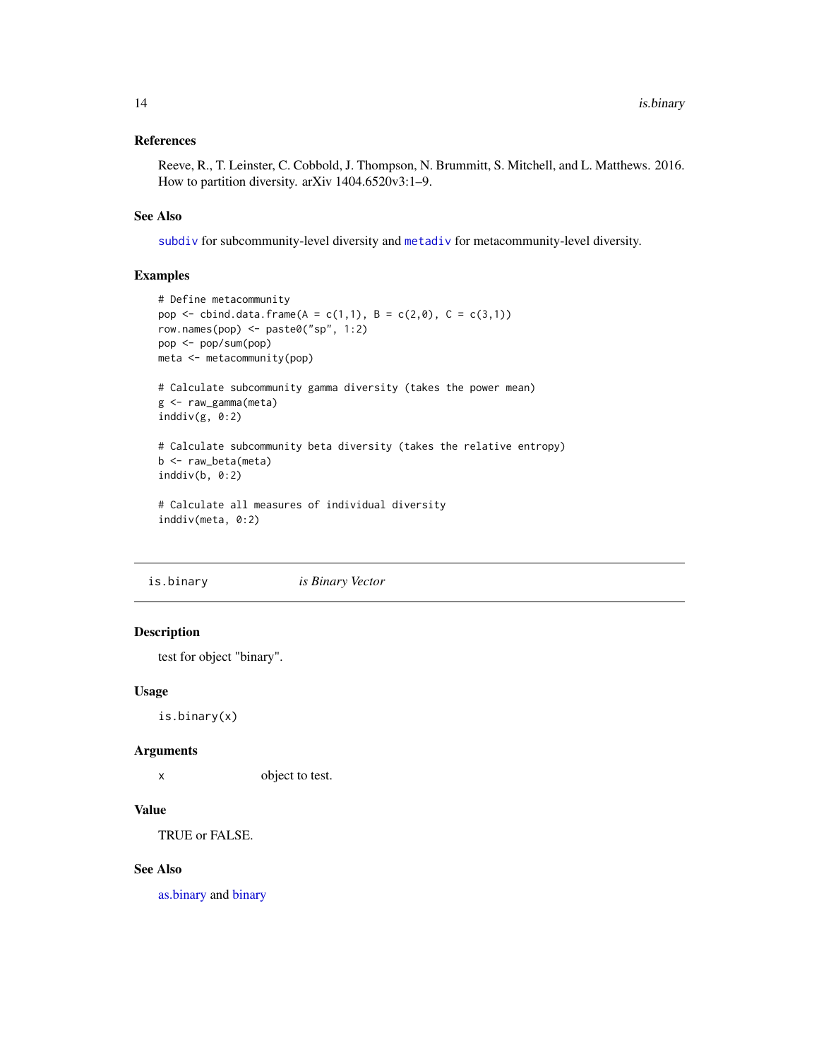### References

Reeve, R., T. Leinster, C. Cobbold, J. Thompson, N. Brummitt, S. Mitchell, and L. Matthews. 2016. How to partition diversity. arXiv 1404.6520v3:1–9.

### See Also

`subdiv` for subcommunity-level diversity and `metadiv` for metacommunity-level diversity.

### Examples

```
# Define metacommunity
pop <- cbind.data.frame(A = c(1,1), B = c(2,0), C = c(3,1))
row.names(pop) <- paste0("sp", 1:2)
pop <- pop/sum(pop)
meta <- metacommunity(pop)

# Calculate subcommunity gamma diversity (takes the power mean)
g <- raw_gamma(meta)
inddiv(g, 0:2)

# Calculate subcommunity beta diversity (takes the relative entropy)
b <- raw_beta(meta)
inddiv(b, 0:2)

# Calculate all measures of individual diversity
inddiv(meta, 0:2)
```

---

## is.binary — *is Binary Vector*

---

### Description

test for object "binary".

### Usage

```
is.binary(x)
```

### Arguments

| | |
|---|---|
| `x` | object to test. |

### Value

TRUE or FALSE.

### See Also

as.binary and binary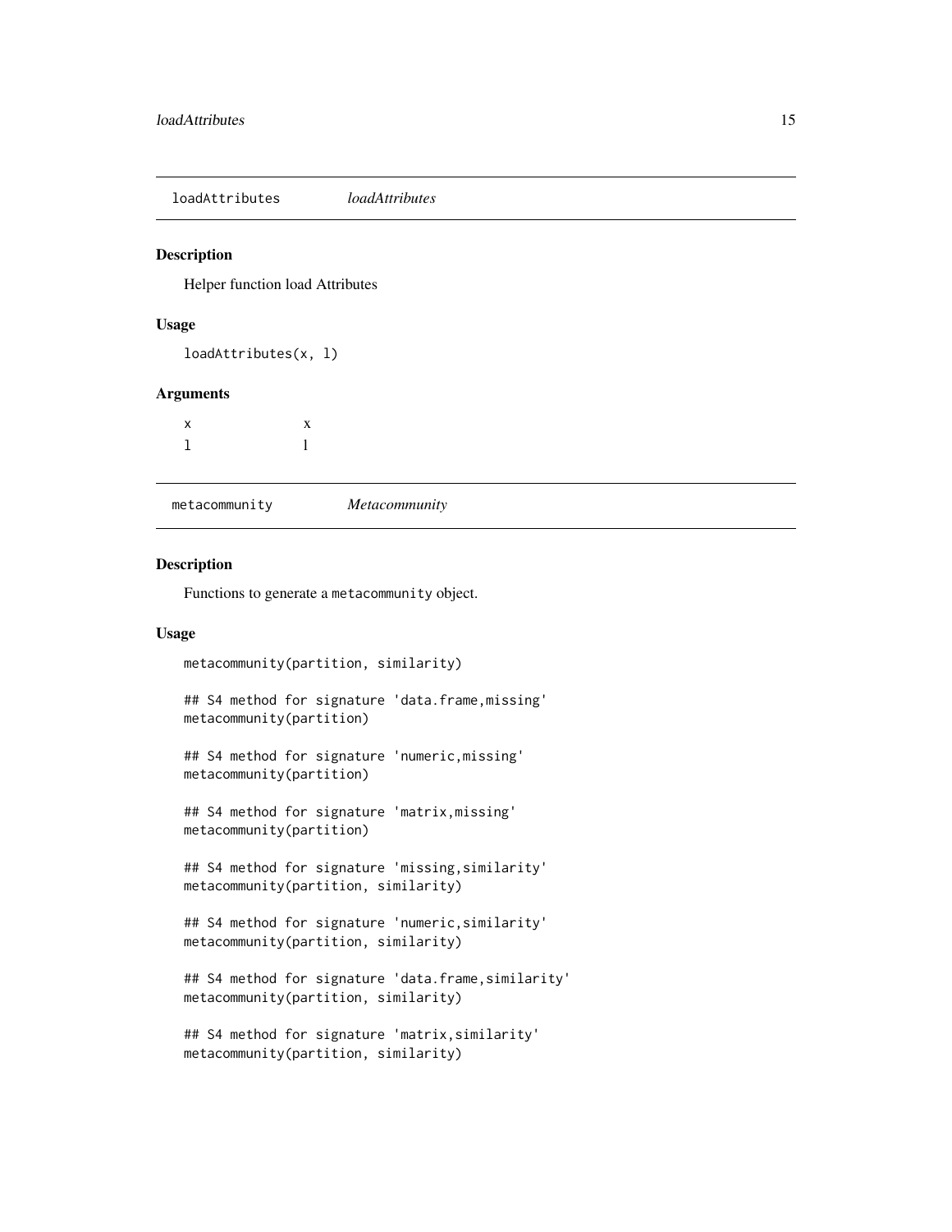## loadAttributes *loadAttributes*

### Description

Helper function load Attributes

### Usage

```
loadAttributes(x, l)
```

### Arguments

| | |
|---|---|
| x | x |
| l | l |

## metacommunity *Metacommunity*

### Description

Functions to generate a `metacommunity` object.

### Usage

```
metacommunity(partition, similarity)

## S4 method for signature 'data.frame,missing'
metacommunity(partition)

## S4 method for signature 'numeric,missing'
metacommunity(partition)

## S4 method for signature 'matrix,missing'
metacommunity(partition)

## S4 method for signature 'missing,similarity'
metacommunity(partition, similarity)

## S4 method for signature 'numeric,similarity'
metacommunity(partition, similarity)

## S4 method for signature 'data.frame,similarity'
metacommunity(partition, similarity)

## S4 method for signature 'matrix,similarity'
metacommunity(partition, similarity)
```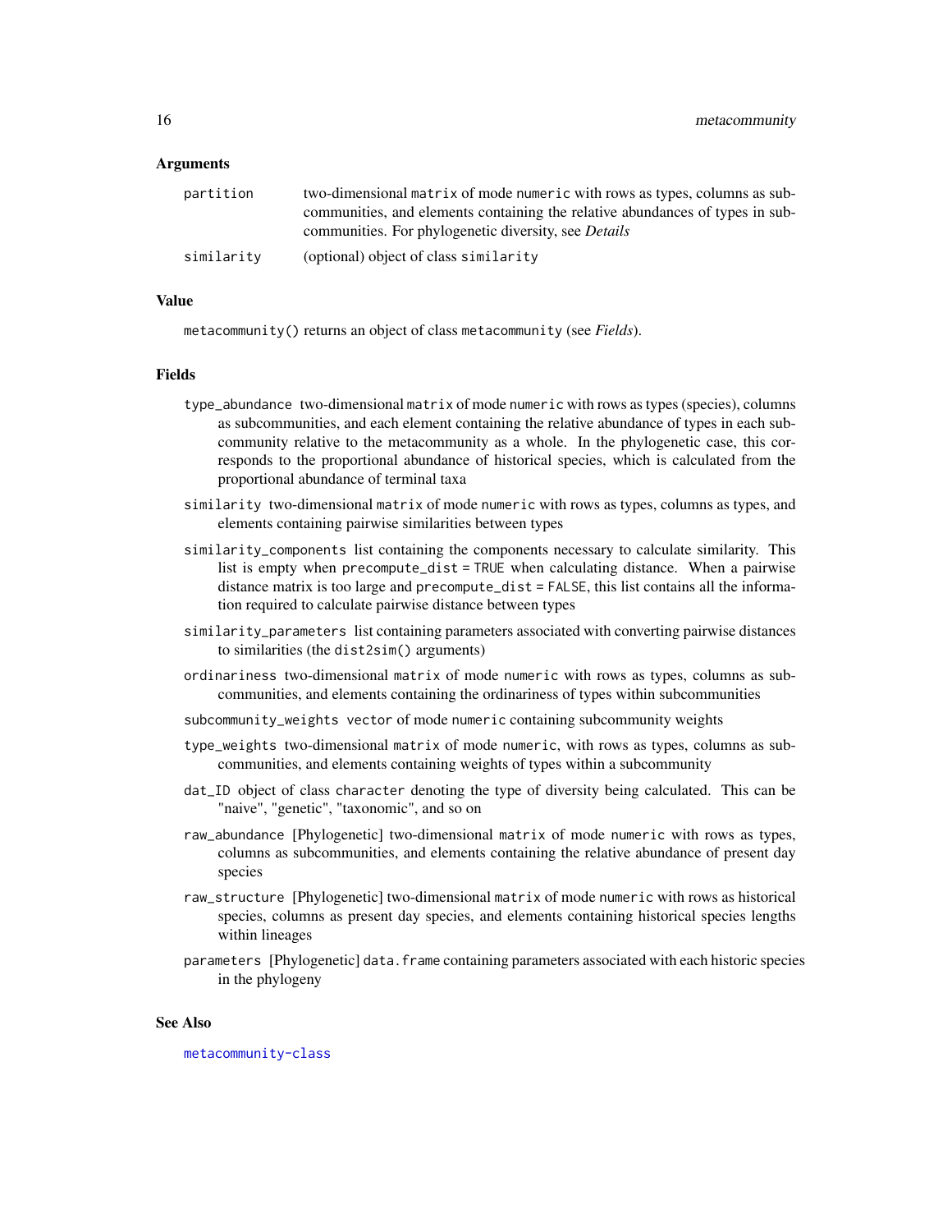## Arguments

partition
: two-dimensional `matrix` of mode `numeric` with rows as types, columns as subcommunities, and elements containing the relative abundances of types in subcommunities. For phylogenetic diversity, see *Details*

similarity
: (optional) object of class `similarity`

## Value

`metacommunity()` returns an object of class `metacommunity` (see *Fields*).

## Fields

- `type_abundance` two-dimensional `matrix` of mode `numeric` with rows as types (species), columns as subcommunities, and each element containing the relative abundance of types in each subcommunity relative to the metacommunity as a whole. In the phylogenetic case, this corresponds to the proportional abundance of historical species, which is calculated from the proportional abundance of terminal taxa
- `similarity` two-dimensional `matrix` of mode `numeric` with rows as types, columns as types, and elements containing pairwise similarities between types
- `similarity_components` list containing the components necessary to calculate similarity. This list is empty when `precompute_dist = TRUE` when calculating distance. When a pairwise distance matrix is too large and `precompute_dist = FALSE`, this list contains all the information required to calculate pairwise distance between types
- `similarity_parameters` list containing parameters associated with converting pairwise distances to similarities (the `dist2sim()` arguments)
- `ordinariness` two-dimensional `matrix` of mode `numeric` with rows as types, columns as subcommunities, and elements containing the ordinariness of types within subcommunities
- `subcommunity_weights` `vector` of mode `numeric` containing subcommunity weights
- `type_weights` two-dimensional `matrix` of mode `numeric`, with rows as types, columns as subcommunities, and elements containing weights of types within a subcommunity
- `dat_ID` object of class `character` denoting the type of diversity being calculated. This can be "naive", "genetic", "taxonomic", and so on
- `raw_abundance` [Phylogenetic] two-dimensional `matrix` of mode `numeric` with rows as types, columns as subcommunities, and elements containing the relative abundance of present day species
- `raw_structure` [Phylogenetic] two-dimensional `matrix` of mode `numeric` with rows as historical species, columns as present day species, and elements containing historical species lengths within lineages
- `parameters` [Phylogenetic] `data.frame` containing parameters associated with each historic species in the phylogeny

## See Also

`metacommunity-class`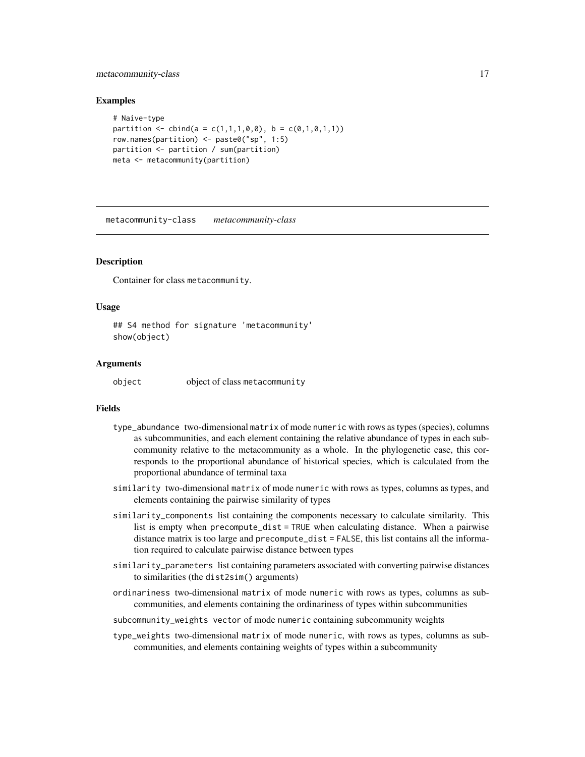### Examples

```
# Naive-type
partition <- cbind(a = c(1,1,1,0,0), b = c(0,1,0,1,1))
row.names(partition) <- paste0("sp", 1:5)
partition <- partition / sum(partition)
meta <- metacommunity(partition)
```

---

## metacommunity-class *metacommunity-class*

### Description

Container for class metacommunity.

### Usage

```
## S4 method for signature 'metacommunity'
show(object)
```

### Arguments

object	object of class metacommunity

### Fields

- type_abundance two-dimensional matrix of mode numeric with rows as types (species), columns as subcommunities, and each element containing the relative abundance of types in each subcommunity relative to the metacommunity as a whole. In the phylogenetic case, this corresponds to the proportional abundance of historical species, which is calculated from the proportional abundance of terminal taxa
- similarity two-dimensional matrix of mode numeric with rows as types, columns as types, and elements containing the pairwise similarity of types
- similarity_components list containing the components necessary to calculate similarity. This list is empty when precompute_dist = TRUE when calculating distance. When a pairwise distance matrix is too large and precompute_dist = FALSE, this list contains all the information required to calculate pairwise distance between types
- similarity_parameters list containing parameters associated with converting pairwise distances to similarities (the dist2sim() arguments)
- ordinariness two-dimensional matrix of mode numeric with rows as types, columns as subcommunities, and elements containing the ordinariness of types within subcommunities
- subcommunity_weights vector of mode numeric containing subcommunity weights
- type_weights two-dimensional matrix of mode numeric, with rows as types, columns as subcommunities, and elements containing weights of types within a subcommunity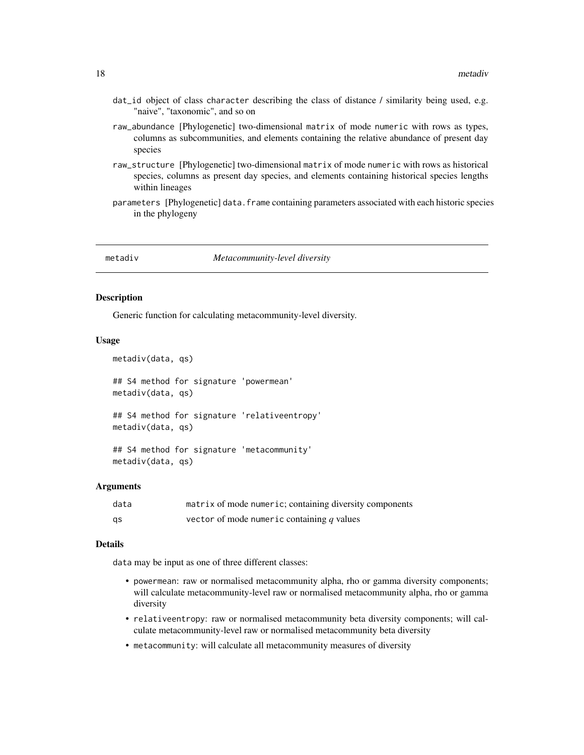- dat_id object of class character describing the class of distance / similarity being used, e.g. "naive", "taxonomic", and so on
- raw_abundance [Phylogenetic] two-dimensional matrix of mode numeric with rows as types, columns as subcommunities, and elements containing the relative abundance of present day species
- raw_structure [Phylogenetic] two-dimensional matrix of mode numeric with rows as historical species, columns as present day species, and elements containing historical species lengths within lineages
- parameters [Phylogenetic] data.frame containing parameters associated with each historic species in the phylogeny

## metadiv — *Metacommunity-level diversity*

### Description

Generic function for calculating metacommunity-level diversity.

### Usage

```
metadiv(data, qs)

## S4 method for signature 'powermean'
metadiv(data, qs)

## S4 method for signature 'relativeentropy'
metadiv(data, qs)

## S4 method for signature 'metacommunity'
metadiv(data, qs)
```

### Arguments

| | |
|---|---|
| data | matrix of mode numeric; containing diversity components |
| qs | vector of mode numeric containing $q$ values |

### Details

data may be input as one of three different classes:

- powermean: raw or normalised metacommunity alpha, rho or gamma diversity components; will calculate metacommunity-level raw or normalised metacommunity alpha, rho or gamma diversity
- relativeentropy: raw or normalised metacommunity beta diversity components; will calculate metacommunity-level raw or normalised metacommunity beta diversity
- metacommunity: will calculate all metacommunity measures of diversity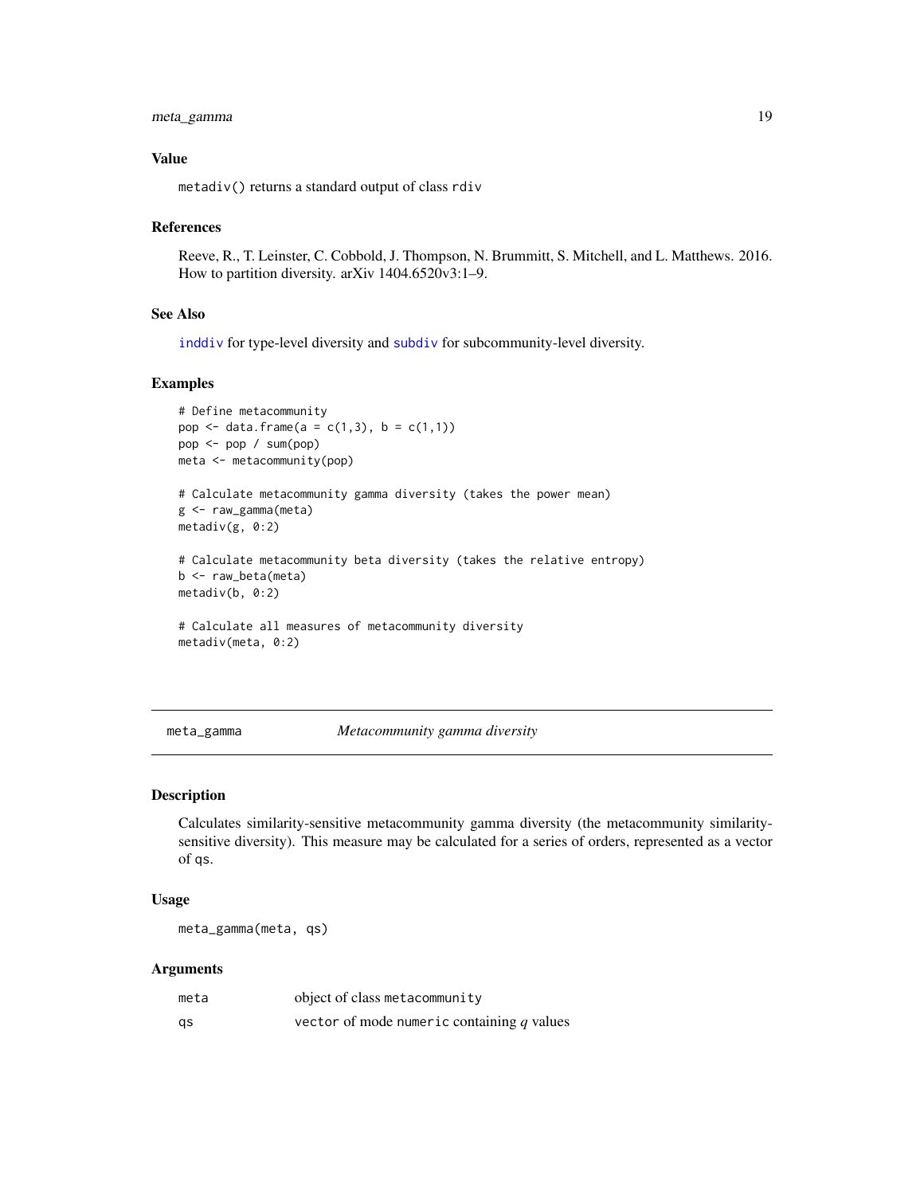### Value

`metadiv()` returns a standard output of class `rdiv`

### References

Reeve, R., T. Leinster, C. Cobbold, J. Thompson, N. Brummitt, S. Mitchell, and L. Matthews. 2016. How to partition diversity. arXiv 1404.6520v3:1–9.

### See Also

`inddiv` for type-level diversity and `subdiv` for subcommunity-level diversity.

### Examples

```
# Define metacommunity
pop <- data.frame(a = c(1,3), b = c(1,1))
pop <- pop / sum(pop)
meta <- metacommunity(pop)

# Calculate metacommunity gamma diversity (takes the power mean)
g <- raw_gamma(meta)
metadiv(g, 0:2)

# Calculate metacommunity beta diversity (takes the relative entropy)
b <- raw_beta(meta)
metadiv(b, 0:2)

# Calculate all measures of metacommunity diversity
metadiv(meta, 0:2)
```

---

## meta_gamma — *Metacommunity gamma diversity*

### Description

Calculates similarity-sensitive metacommunity gamma diversity (the metacommunity similarity-sensitive diversity). This measure may be calculated for a series of orders, represented as a vector of `qs`.

### Usage

```
meta_gamma(meta, qs)
```

### Arguments

| | |
|---|---|
| `meta` | object of class `metacommunity` |
| `qs` | `vector` of mode `numeric` containing $q$ values |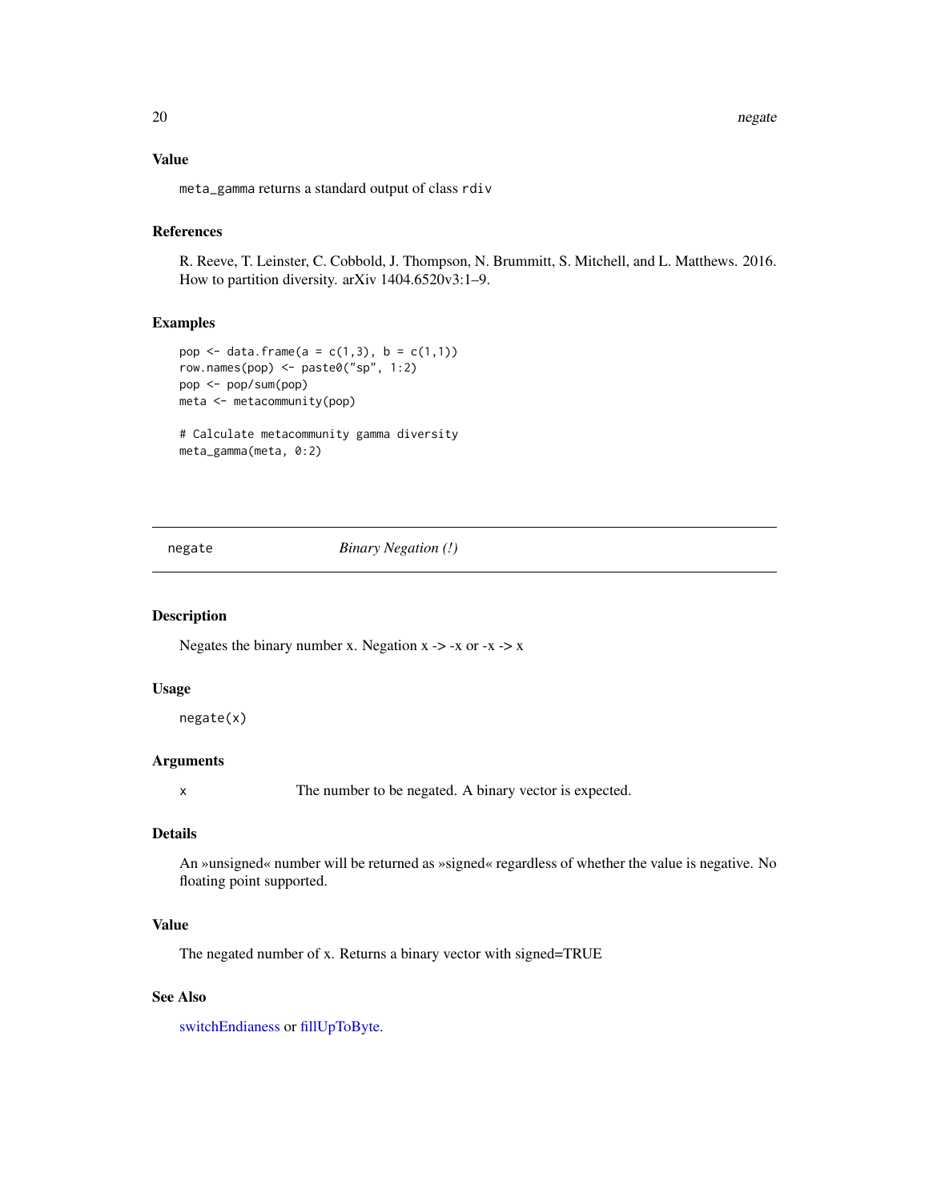## Value

`meta_gamma` returns a standard output of class `rdiv`

## References

R. Reeve, T. Leinster, C. Cobbold, J. Thompson, N. Brummitt, S. Mitchell, and L. Matthews. 2016. How to partition diversity. arXiv 1404.6520v3:1–9.

## Examples

```
pop <- data.frame(a = c(1,3), b = c(1,1))
row.names(pop) <- paste0("sp", 1:2)
pop <- pop/sum(pop)
meta <- metacommunity(pop)

# Calculate metacommunity gamma diversity
meta_gamma(meta, 0:2)
```

---

# negate — *Binary Negation (!)*

## Description

Negates the binary number x. Negation x -> -x or -x -> x

## Usage

```
negate(x)
```

## Arguments

| | |
|---|---|
| `x` | The number to be negated. A binary vector is expected. |

## Details

An »unsigned« number will be returned as »signed« regardless of whether the value is negative. No floating point supported.

## Value

The negated number of x. Returns a binary vector with signed=TRUE

## See Also

switchEndianess or fillUpToByte.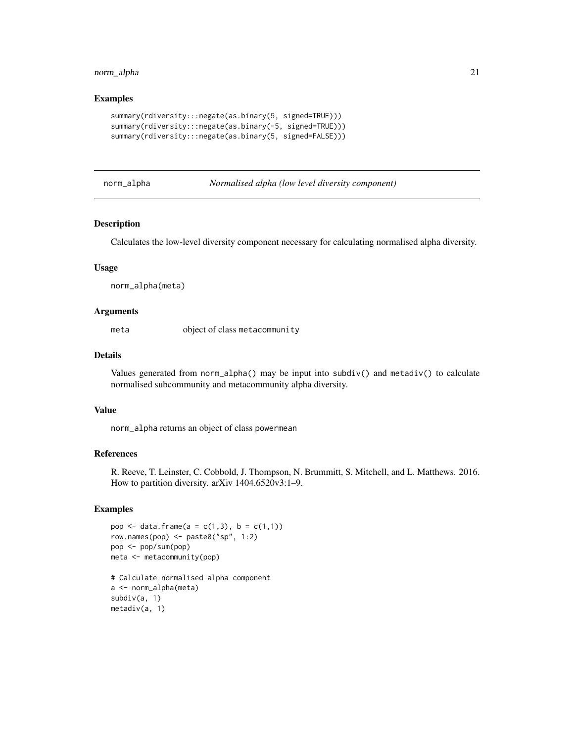### Examples

```
summary(rdiversity:::negate(as.binary(5, signed=TRUE)))
summary(rdiversity:::negate(as.binary(-5, signed=TRUE)))
summary(rdiversity:::negate(as.binary(5, signed=FALSE)))
```

---

## norm_alpha — *Normalised alpha (low level diversity component)*

---

### Description

Calculates the low-level diversity component necessary for calculating normalised alpha diversity.

### Usage

```
norm_alpha(meta)
```

### Arguments

| | |
|---|---|
| meta | object of class metacommunity |

### Details

Values generated from norm_alpha() may be input into subdiv() and metadiv() to calculate normalised subcommunity and metacommunity alpha diversity.

### Value

norm_alpha returns an object of class powermean

### References

R. Reeve, T. Leinster, C. Cobbold, J. Thompson, N. Brummitt, S. Mitchell, and L. Matthews. 2016. How to partition diversity. arXiv 1404.6520v3:1–9.

### Examples

```
pop <- data.frame(a = c(1,3), b = c(1,1))
row.names(pop) <- paste0("sp", 1:2)
pop <- pop/sum(pop)
meta <- metacommunity(pop)

# Calculate normalised alpha component
a <- norm_alpha(meta)
subdiv(a, 1)
metadiv(a, 1)
```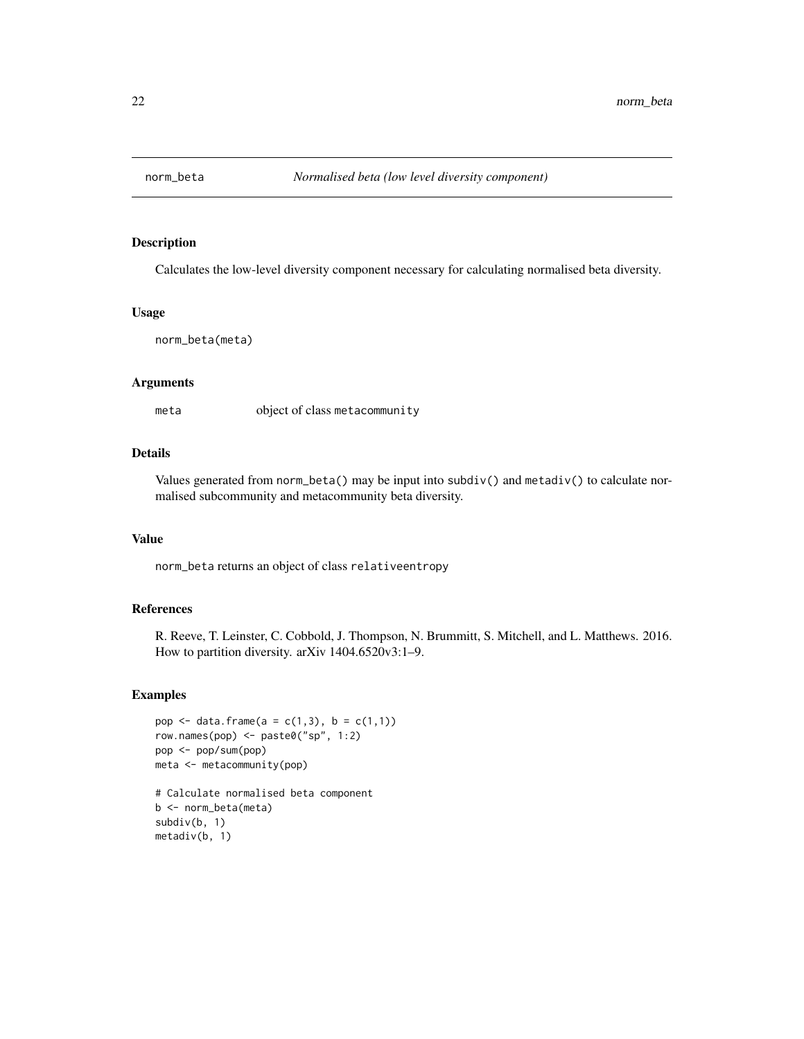# norm_beta — *Normalised beta (low level diversity component)*

## Description

Calculates the low-level diversity component necessary for calculating normalised beta diversity.

## Usage

```
norm_beta(meta)
```

## Arguments

| | |
|---|---|
| meta | object of class `metacommunity` |

## Details

Values generated from `norm_beta()` may be input into `subdiv()` and `metadiv()` to calculate normalised subcommunity and metacommunity beta diversity.

## Value

`norm_beta` returns an object of class `relativeentropy`

## References

R. Reeve, T. Leinster, C. Cobbold, J. Thompson, N. Brummitt, S. Mitchell, and L. Matthews. 2016. How to partition diversity. arXiv 1404.6520v3:1–9.

## Examples

```
pop <- data.frame(a = c(1,3), b = c(1,1))
row.names(pop) <- paste0("sp", 1:2)
pop <- pop/sum(pop)
meta <- metacommunity(pop)

# Calculate normalised beta component
b <- norm_beta(meta)
subdiv(b, 1)
metadiv(b, 1)
```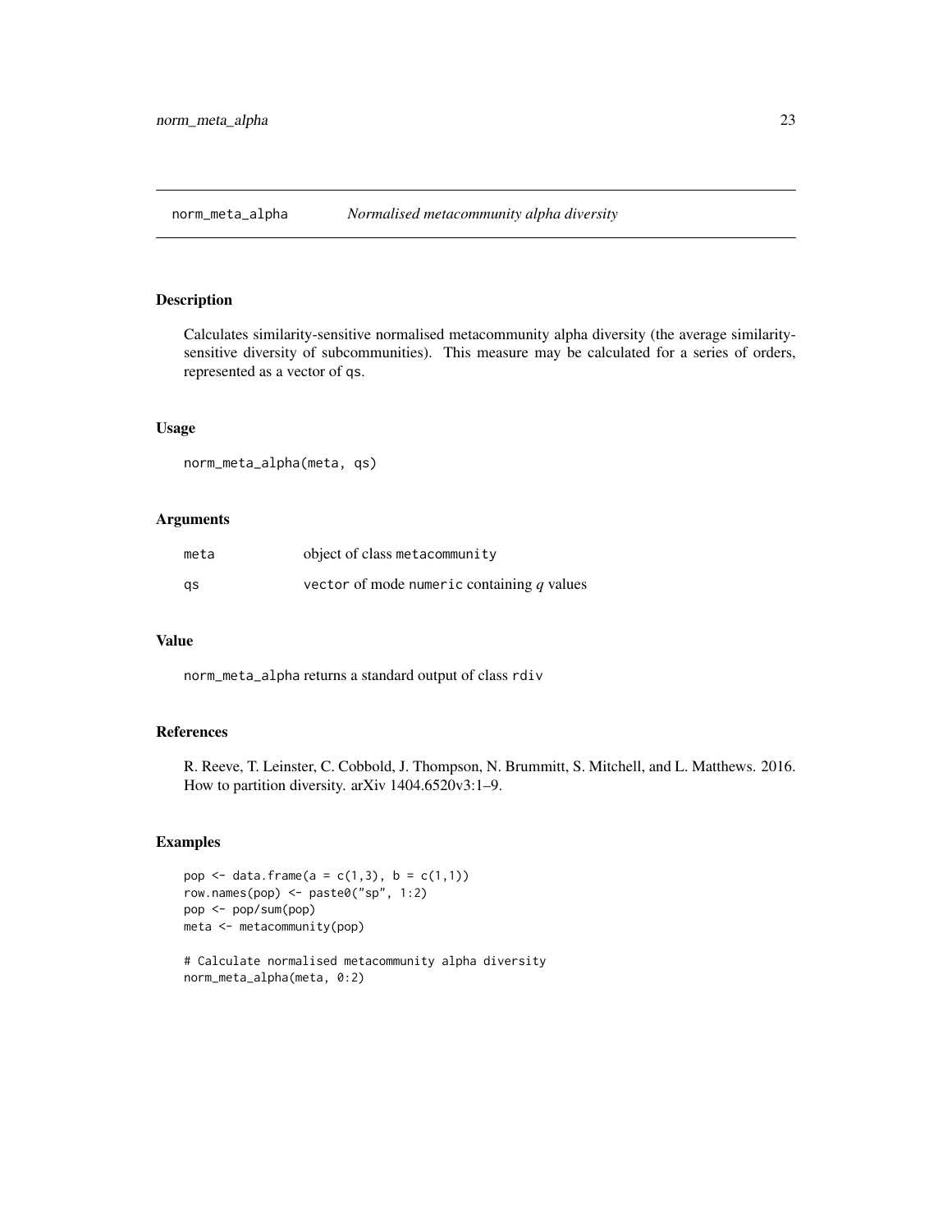## norm_meta_alpha *Normalised metacommunity alpha diversity*

### Description

Calculates similarity-sensitive normalised metacommunity alpha diversity (the average similarity-sensitive diversity of subcommunities). This measure may be calculated for a series of orders, represented as a vector of qs.

### Usage

```
norm_meta_alpha(meta, qs)
```

### Arguments

| | |
|---|---|
| meta | object of class metacommunity |
| qs | vector of mode numeric containing $q$ values |

### Value

norm_meta_alpha returns a standard output of class rdiv

### References

R. Reeve, T. Leinster, C. Cobbold, J. Thompson, N. Brummitt, S. Mitchell, and L. Matthews. 2016. How to partition diversity. arXiv 1404.6520v3:1–9.

### Examples

```
pop <- data.frame(a = c(1,3), b = c(1,1))
row.names(pop) <- paste0("sp", 1:2)
pop <- pop/sum(pop)
meta <- metacommunity(pop)

# Calculate normalised metacommunity alpha diversity
norm_meta_alpha(meta, 0:2)
```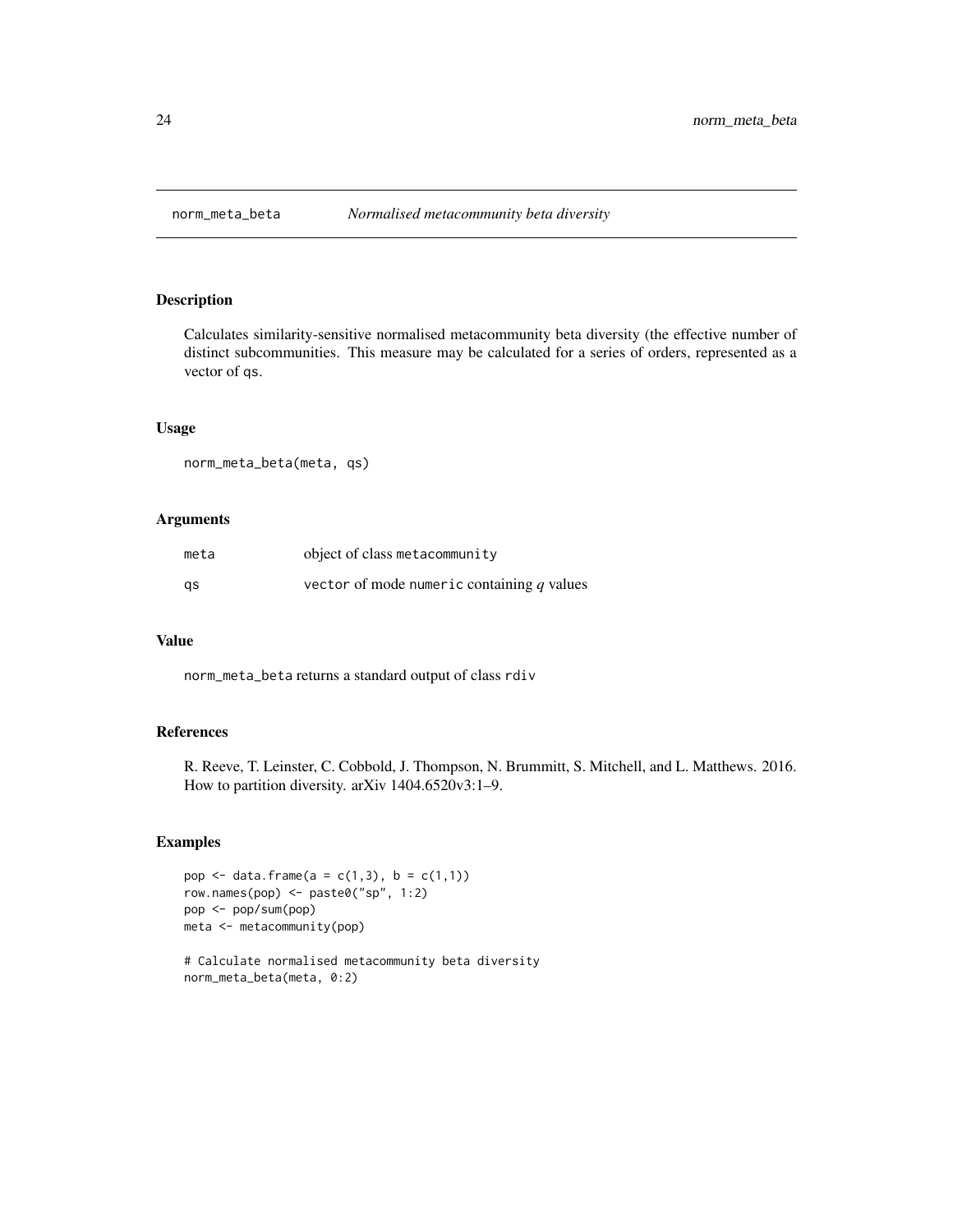# norm_meta_beta — *Normalised metacommunity beta diversity*

## Description

Calculates similarity-sensitive normalised metacommunity beta diversity (the effective number of distinct subcommunities. This measure may be calculated for a series of orders, represented as a vector of qs.

## Usage

```
norm_meta_beta(meta, qs)
```

## Arguments

| | |
|---|---|
| meta | object of class metacommunity |
| qs | vector of mode numeric containing $q$ values |

## Value

norm_meta_beta returns a standard output of class rdiv

## References

R. Reeve, T. Leinster, C. Cobbold, J. Thompson, N. Brummitt, S. Mitchell, and L. Matthews. 2016. How to partition diversity. arXiv 1404.6520v3:1–9.

## Examples

```
pop <- data.frame(a = c(1,3), b = c(1,1))
row.names(pop) <- paste0("sp", 1:2)
pop <- pop/sum(pop)
meta <- metacommunity(pop)

# Calculate normalised metacommunity beta diversity
norm_meta_beta(meta, 0:2)
```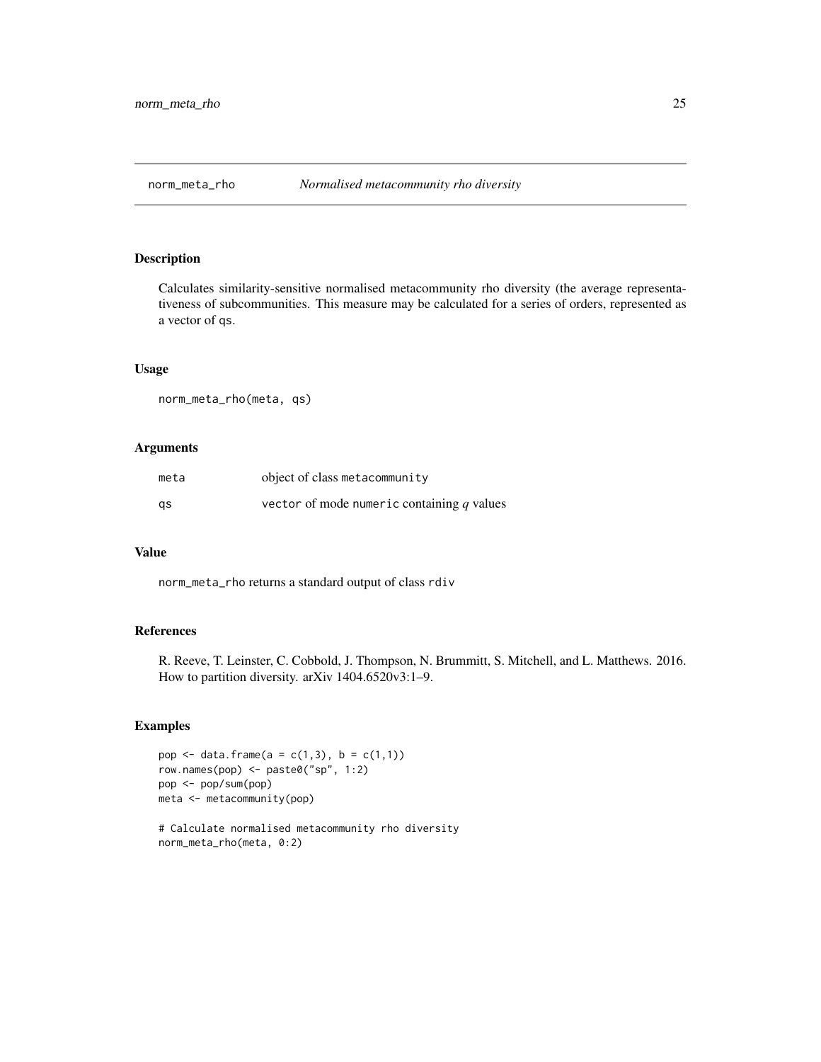## norm_meta_rho — *Normalised metacommunity rho diversity*

### Description

Calculates similarity-sensitive normalised metacommunity rho diversity (the average representativeness of subcommunities. This measure may be calculated for a series of orders, represented as a vector of qs.

### Usage

```
norm_meta_rho(meta, qs)
```

### Arguments

| | |
|---|---|
| meta | object of class metacommunity |
| qs | vector of mode numeric containing $q$ values |

### Value

norm_meta_rho returns a standard output of class rdiv

### References

R. Reeve, T. Leinster, C. Cobbold, J. Thompson, N. Brummitt, S. Mitchell, and L. Matthews. 2016. How to partition diversity. arXiv 1404.6520v3:1–9.

### Examples

```
pop <- data.frame(a = c(1,3), b = c(1,1))
row.names(pop) <- paste0("sp", 1:2)
pop <- pop/sum(pop)
meta <- metacommunity(pop)

# Calculate normalised metacommunity rho diversity
norm_meta_rho(meta, 0:2)
```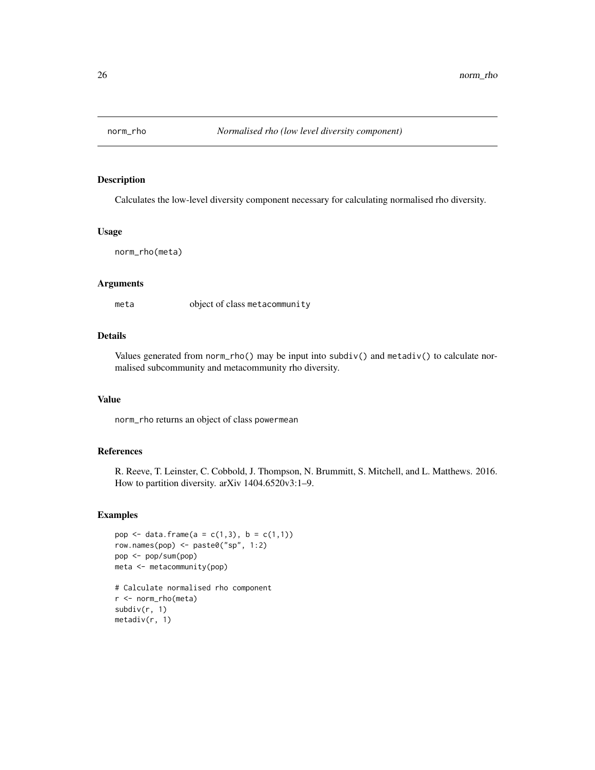norm_rho *Normalised rho (low level diversity component)*

## Description

Calculates the low-level diversity component necessary for calculating normalised rho diversity.

## Usage

```
norm_rho(meta)
```

## Arguments

| | |
|---|---|
| meta | object of class metacommunity |

## Details

Values generated from norm_rho() may be input into subdiv() and metadiv() to calculate normalised subcommunity and metacommunity rho diversity.

## Value

norm_rho returns an object of class powermean

## References

R. Reeve, T. Leinster, C. Cobbold, J. Thompson, N. Brummitt, S. Mitchell, and L. Matthews. 2016. How to partition diversity. arXiv 1404.6520v3:1–9.

## Examples

```
pop <- data.frame(a = c(1,3), b = c(1,1))
row.names(pop) <- paste0("sp", 1:2)
pop <- pop/sum(pop)
meta <- metacommunity(pop)

# Calculate normalised rho component
r <- norm_rho(meta)
subdiv(r, 1)
metadiv(r, 1)
```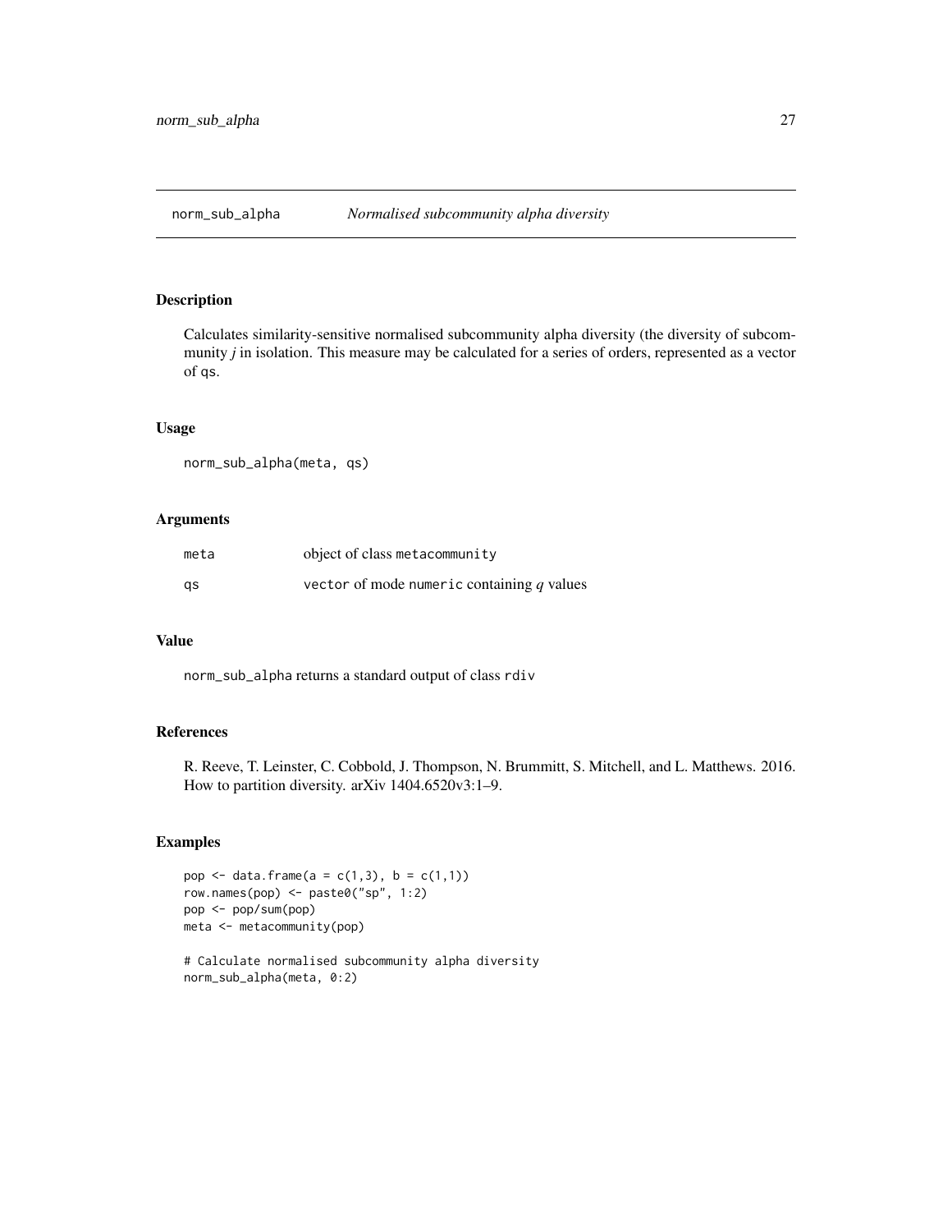# norm_sub_alpha — *Normalised subcommunity alpha diversity*

## Description

Calculates similarity-sensitive normalised subcommunity alpha diversity (the diversity of subcommunity $j$ in isolation. This measure may be calculated for a series of orders, represented as a vector of qs.

## Usage

```
norm_sub_alpha(meta, qs)
```

## Arguments

| | |
|---|---|
| meta | object of class metacommunity |
| qs | vector of mode numeric containing $q$ values |

## Value

norm_sub_alpha returns a standard output of class rdiv

## References

R. Reeve, T. Leinster, C. Cobbold, J. Thompson, N. Brummitt, S. Mitchell, and L. Matthews. 2016. How to partition diversity. arXiv 1404.6520v3:1–9.

## Examples

```
pop <- data.frame(a = c(1,3), b = c(1,1))
row.names(pop) <- paste0("sp", 1:2)
pop <- pop/sum(pop)
meta <- metacommunity(pop)

# Calculate normalised subcommunity alpha diversity
norm_sub_alpha(meta, 0:2)
```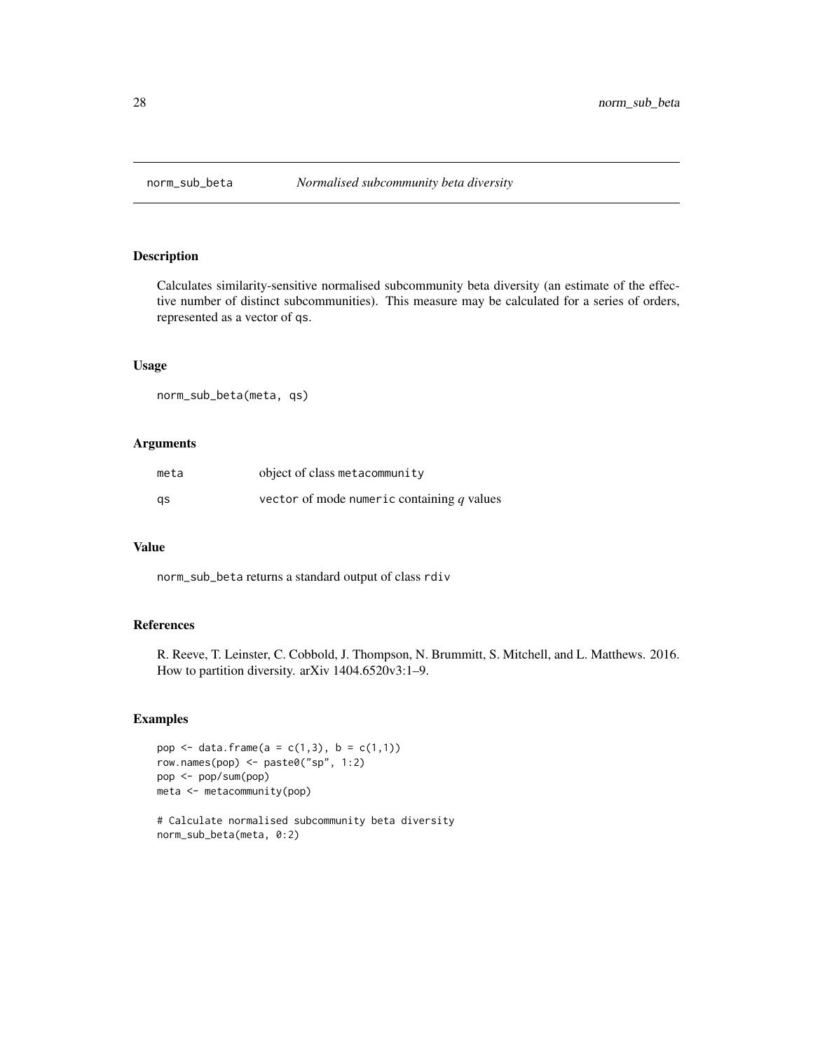# norm_sub_beta *Normalised subcommunity beta diversity*

## Description

Calculates similarity-sensitive normalised subcommunity beta diversity (an estimate of the effective number of distinct subcommunities). This measure may be calculated for a series of orders, represented as a vector of qs.

## Usage

```
norm_sub_beta(meta, qs)
```

## Arguments

| | |
|---|---|
| meta | object of class metacommunity |
| qs | vector of mode numeric containing $q$ values |

## Value

norm_sub_beta returns a standard output of class rdiv

## References

R. Reeve, T. Leinster, C. Cobbold, J. Thompson, N. Brummitt, S. Mitchell, and L. Matthews. 2016. How to partition diversity. arXiv 1404.6520v3:1–9.

## Examples

```
pop <- data.frame(a = c(1,3), b = c(1,1))
row.names(pop) <- paste0("sp", 1:2)
pop <- pop/sum(pop)
meta <- metacommunity(pop)

# Calculate normalised subcommunity beta diversity
norm_sub_beta(meta, 0:2)
```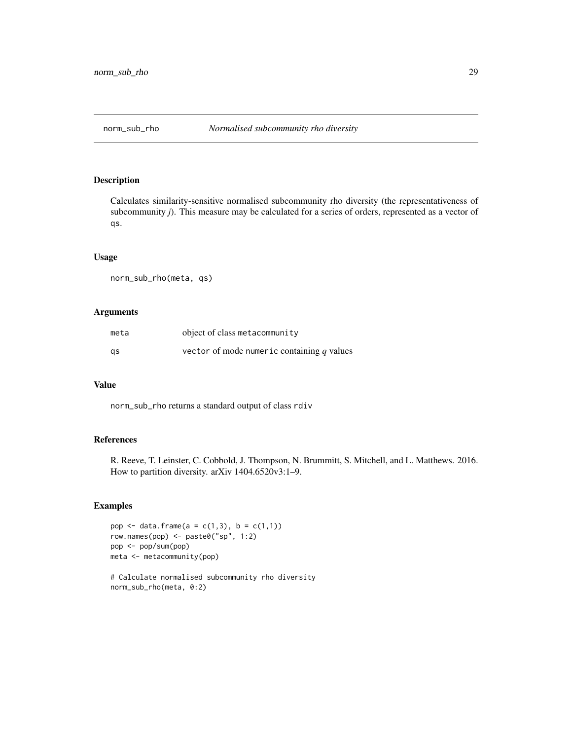# norm_sub_rho *Normalised subcommunity rho diversity*

## Description

Calculates similarity-sensitive normalised subcommunity rho diversity (the representativeness of subcommunity *j*). This measure may be calculated for a series of orders, represented as a vector of qs.

## Usage

```
norm_sub_rho(meta, qs)
```

## Arguments

| | |
|---|---|
| meta | object of class metacommunity |
| qs | vector of mode numeric containing $q$ values |

## Value

norm_sub_rho returns a standard output of class rdiv

## References

R. Reeve, T. Leinster, C. Cobbold, J. Thompson, N. Brummitt, S. Mitchell, and L. Matthews. 2016. How to partition diversity. arXiv 1404.6520v3:1–9.

## Examples

```
pop <- data.frame(a = c(1,3), b = c(1,1))
row.names(pop) <- paste0("sp", 1:2)
pop <- pop/sum(pop)
meta <- metacommunity(pop)

# Calculate normalised subcommunity rho diversity
norm_sub_rho(meta, 0:2)
```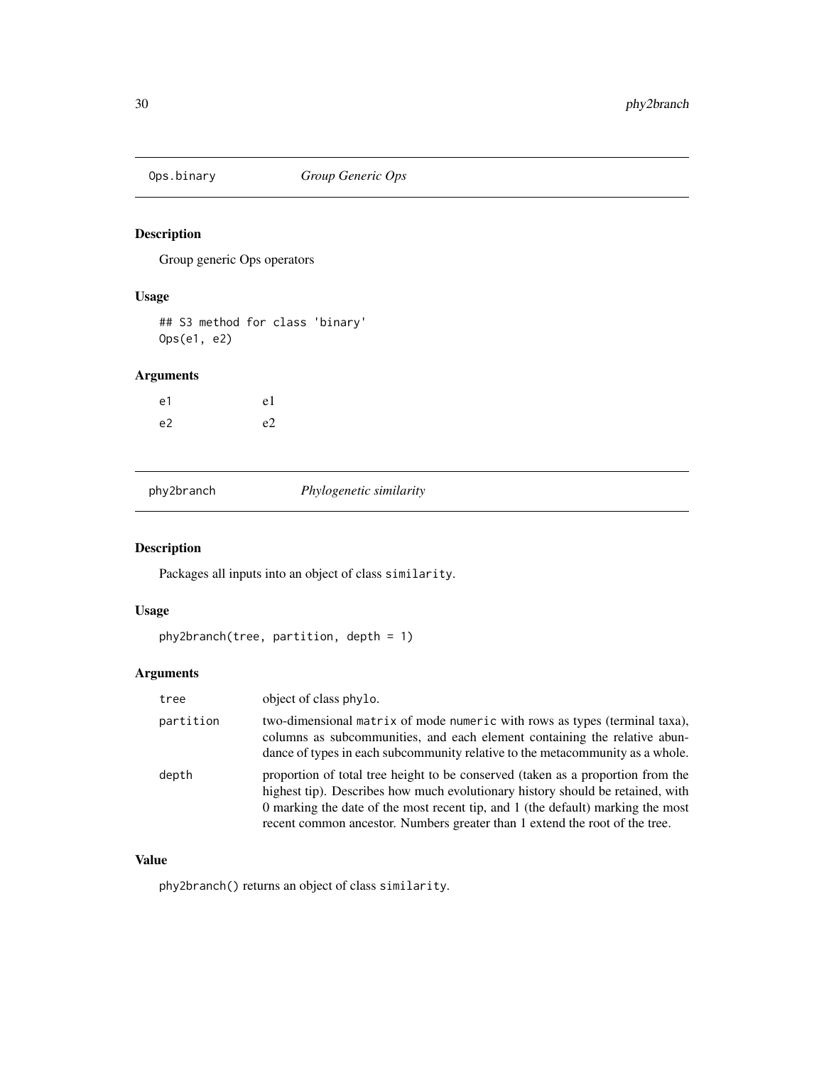## Ops.binary *Group Generic Ops*

### Description

Group generic Ops operators

### Usage

```
## S3 method for class 'binary'
Ops(e1, e2)
```

### Arguments

| | |
|---|---|
| e1 | e1 |
| e2 | e2 |

## phy2branch *Phylogenetic similarity*

### Description

Packages all inputs into an object of class `similarity`.

### Usage

```
phy2branch(tree, partition, depth = 1)
```

### Arguments

| | |
|---|---|
| tree | object of class `phylo`. |
| partition | two-dimensional `matrix` of mode `numeric` with rows as types (terminal taxa), columns as subcommunities, and each element containing the relative abundance of types in each subcommunity relative to the metacommunity as a whole. |
| depth | proportion of total tree height to be conserved (taken as a proportion from the highest tip). Describes how much evolutionary history should be retained, with 0 marking the date of the most recent tip, and 1 (the default) marking the most recent common ancestor. Numbers greater than 1 extend the root of the tree. |

### Value

`phy2branch()` returns an object of class `similarity`.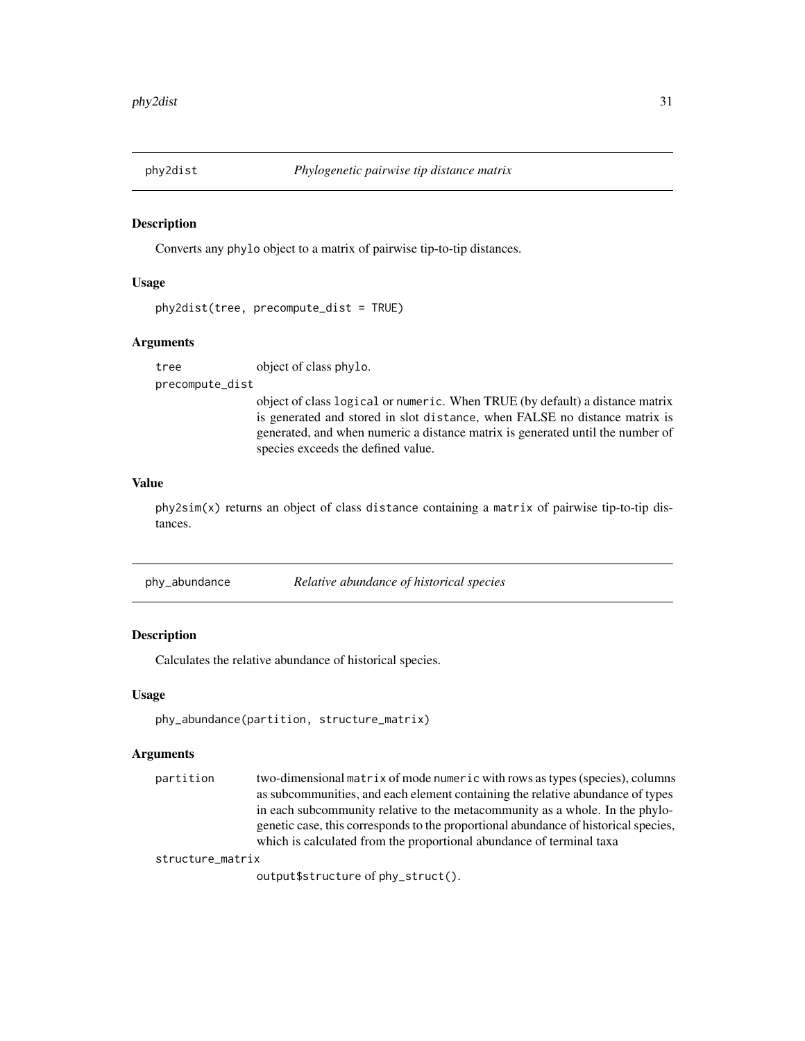## phy2dist *Phylogenetic pairwise tip distance matrix*

### Description

Converts any phylo object to a matrix of pairwise tip-to-tip distances.

### Usage

```
phy2dist(tree, precompute_dist = TRUE)
```

### Arguments

| | |
|---|---|
| tree | object of class phylo. |
| precompute_dist | object of class logical or numeric. When TRUE (by default) a distance matrix is generated and stored in slot distance, when FALSE no distance matrix is generated, and when numeric a distance matrix is generated until the number of species exceeds the defined value. |

### Value

phy2sim(x) returns an object of class distance containing a matrix of pairwise tip-to-tip distances.

## phy_abundance *Relative abundance of historical species*

### Description

Calculates the relative abundance of historical species.

### Usage

```
phy_abundance(partition, structure_matrix)
```

### Arguments

| | |
|---|---|
| partition | two-dimensional matrix of mode numeric with rows as types (species), columns as subcommunities, and each element containing the relative abundance of types in each subcommunity relative to the metacommunity as a whole. In the phylogenetic case, this corresponds to the proportional abundance of historical species, which is calculated from the proportional abundance of terminal taxa |
| structure_matrix | output$structure of phy_struct(). |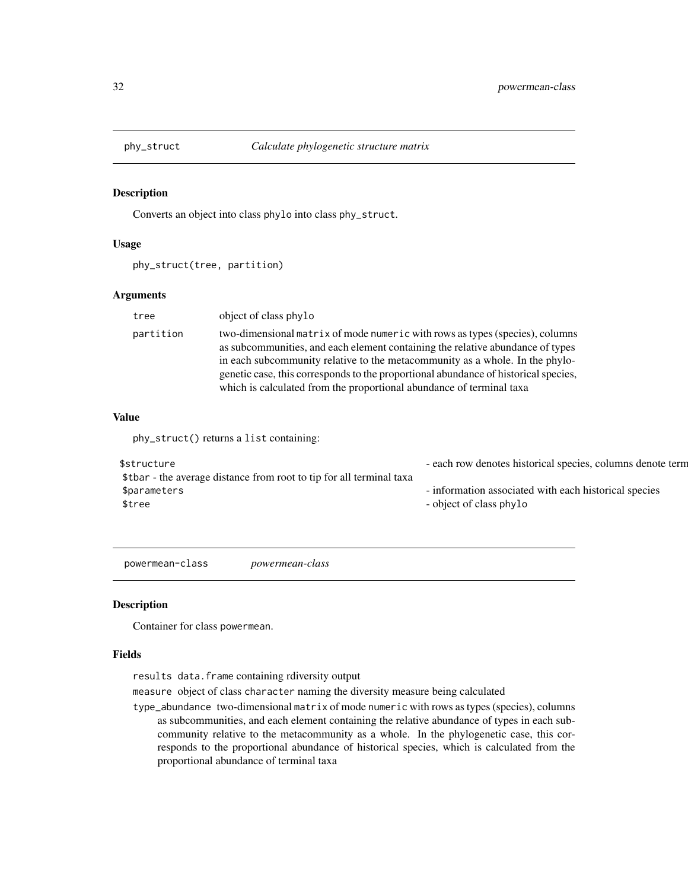## phy_struct *Calculate phylogenetic structure matrix*

### Description

Converts an object into class phylo into class phy_struct.

### Usage

```
phy_struct(tree, partition)
```

### Arguments

| | |
|---|---|
| tree | object of class phylo |
| partition | two-dimensional matrix of mode numeric with rows as types (species), columns as subcommunities, and each element containing the relative abundance of types in each subcommunity relative to the metacommunity as a whole. In the phylogenetic case, this corresponds to the proportional abundance of historical species, which is calculated from the proportional abundance of terminal taxa |

### Value

phy_struct() returns a list containing:

| | |
|---|---|
| $structure | - each row denotes historical species, columns denote term |
| $tbar - the average distance from root to tip for all terminal taxa | |
| $parameters | - information associated with each historical species |
| $tree | - object of class phylo |

## powermean-class *powermean-class*

### Description

Container for class powermean.

### Fields

results data.frame containing rdiversity output

measure object of class character naming the diversity measure being calculated

type_abundance two-dimensional matrix of mode numeric with rows as types (species), columns as subcommunities, and each element containing the relative abundance of types in each subcommunity relative to the metacommunity as a whole. In the phylogenetic case, this corresponds to the proportional abundance of historical species, which is calculated from the proportional abundance of terminal taxa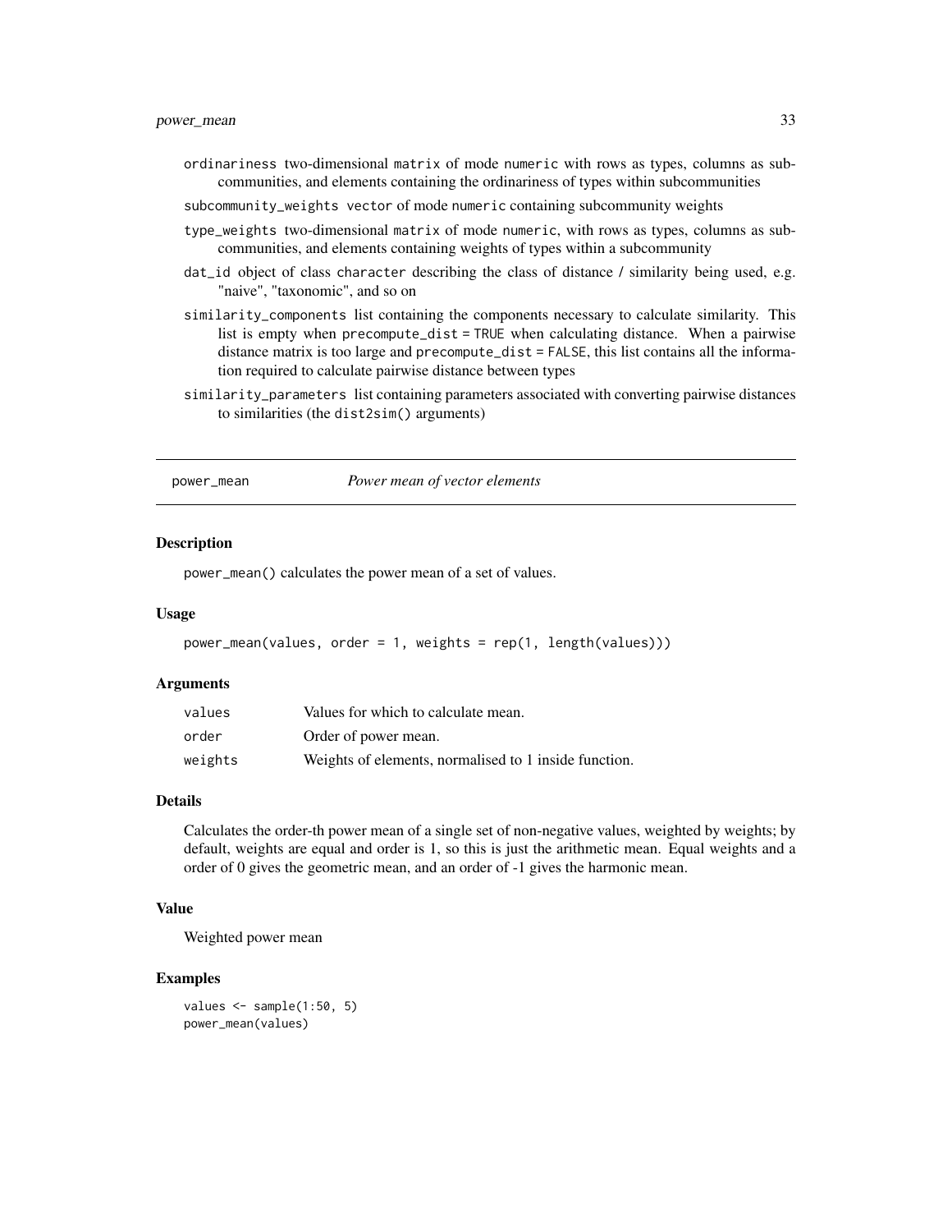ordinariness two-dimensional matrix of mode numeric with rows as types, columns as subcommunities, and elements containing the ordinariness of types within subcommunities

subcommunity_weights vector of mode numeric containing subcommunity weights

type_weights two-dimensional matrix of mode numeric, with rows as types, columns as subcommunities, and elements containing weights of types within a subcommunity

dat_id object of class character describing the class of distance / similarity being used, e.g. "naive", "taxonomic", and so on

similarity_components list containing the components necessary to calculate similarity. This list is empty when precompute_dist = TRUE when calculating distance. When a pairwise distance matrix is too large and precompute_dist = FALSE, this list contains all the information required to calculate pairwise distance between types

similarity_parameters list containing parameters associated with converting pairwise distances to similarities (the dist2sim() arguments)

---

## power_mean *Power mean of vector elements*

### Description

power_mean() calculates the power mean of a set of values.

### Usage

```
power_mean(values, order = 1, weights = rep(1, length(values)))
```

### Arguments

| | |
|---|---|
| values | Values for which to calculate mean. |
| order | Order of power mean. |
| weights | Weights of elements, normalised to 1 inside function. |

### Details

Calculates the order-th power mean of a single set of non-negative values, weighted by weights; by default, weights are equal and order is 1, so this is just the arithmetic mean. Equal weights and a order of 0 gives the geometric mean, and an order of -1 gives the harmonic mean.

### Value

Weighted power mean

### Examples

```
values <- sample(1:50, 5)
power_mean(values)
```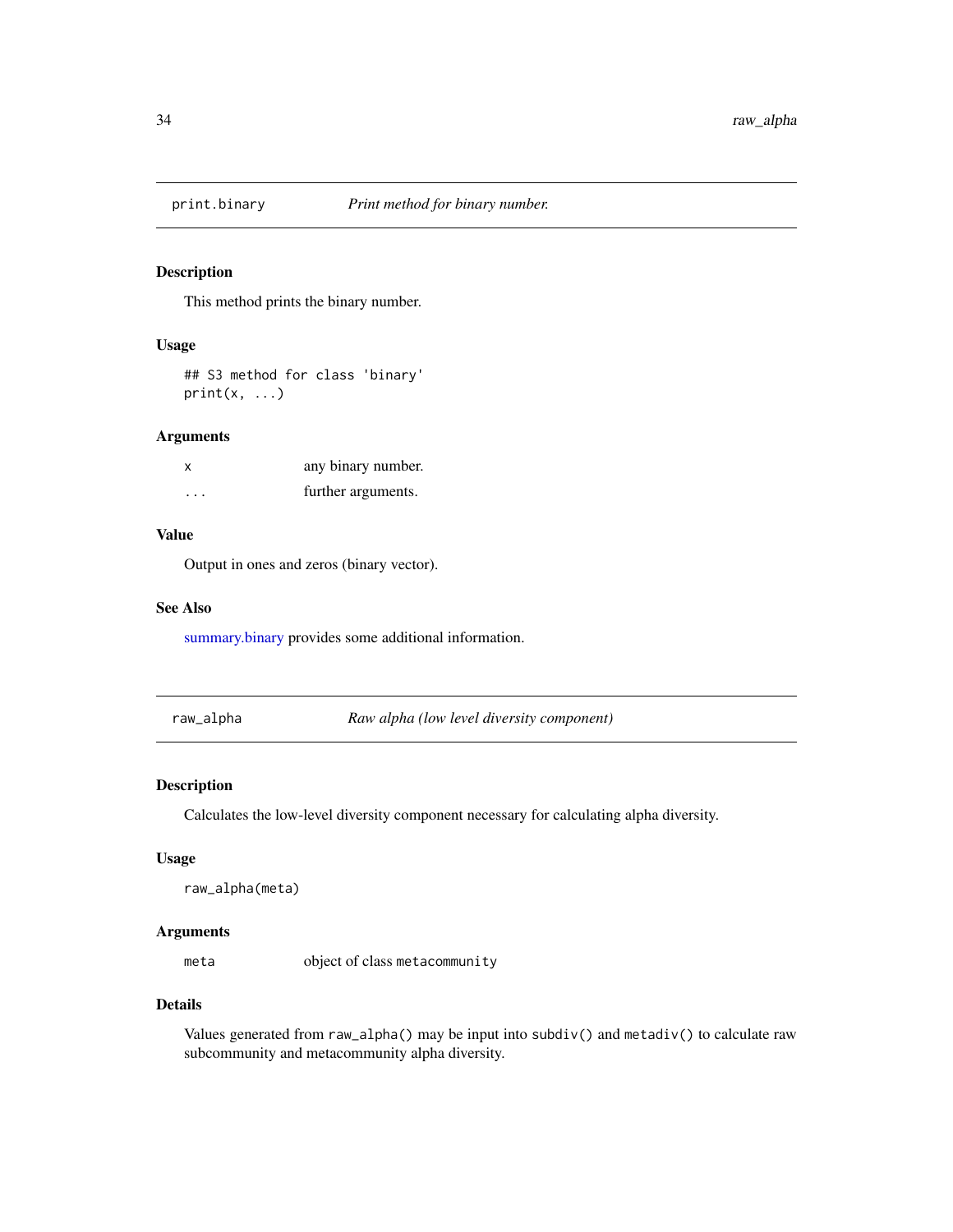## print.binary — *Print method for binary number.*

### Description

This method prints the binary number.

### Usage

```
## S3 method for class 'binary'
print(x, ...)
```

### Arguments

| | |
|---|---|
| `x` | any binary number. |
| `...` | further arguments. |

### Value

Output in ones and zeros (binary vector).

### See Also

summary.binary provides some additional information.

## raw_alpha — *Raw alpha (low level diversity component)*

### Description

Calculates the low-level diversity component necessary for calculating alpha diversity.

### Usage

```
raw_alpha(meta)
```

### Arguments

| | |
|---|---|
| `meta` | object of class `metacommunity` |

### Details

Values generated from `raw_alpha()` may be input into `subdiv()` and `metadiv()` to calculate raw subcommunity and metacommunity alpha diversity.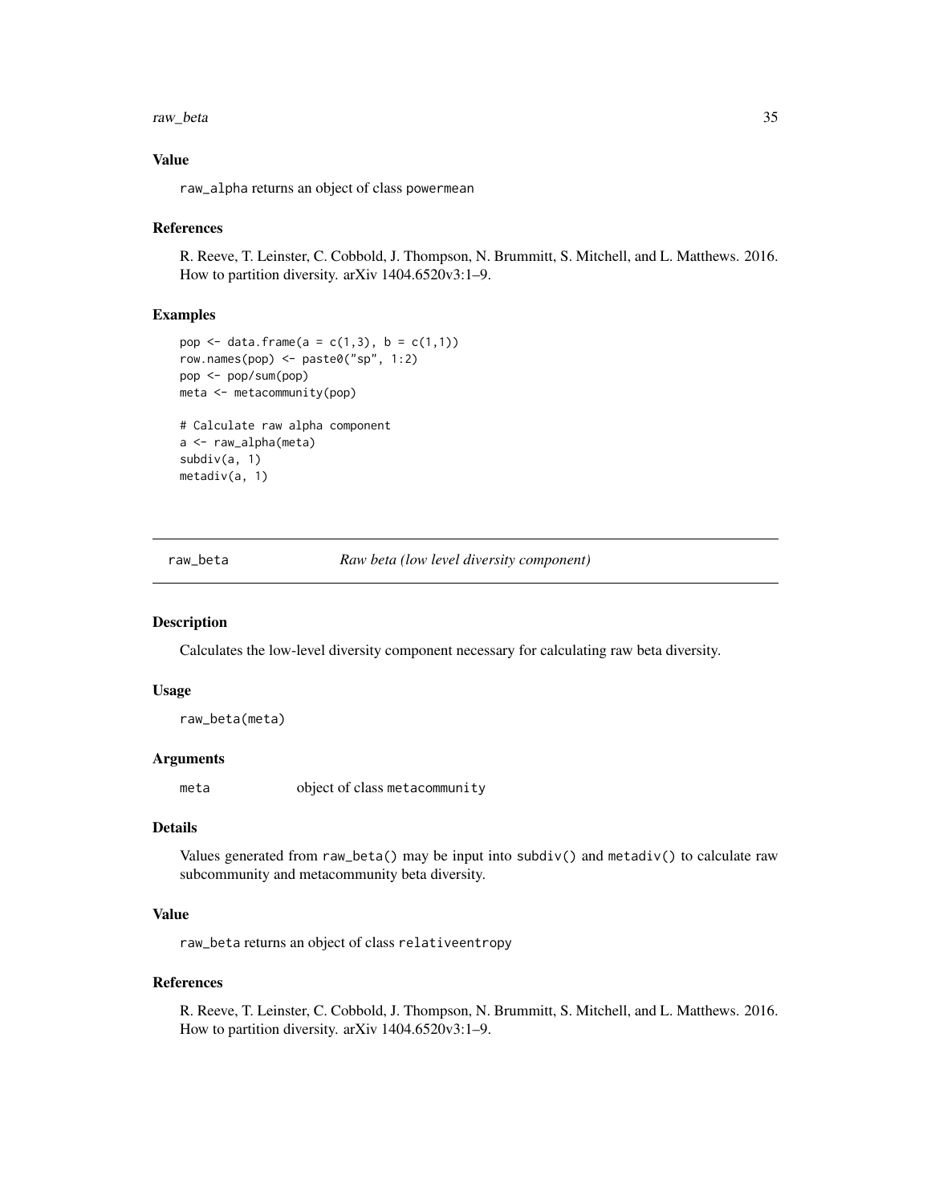### Value

raw_alpha returns an object of class powermean

### References

R. Reeve, T. Leinster, C. Cobbold, J. Thompson, N. Brummitt, S. Mitchell, and L. Matthews. 2016. How to partition diversity. arXiv 1404.6520v3:1–9.

### Examples

```
pop <- data.frame(a = c(1,3), b = c(1,1))
row.names(pop) <- paste0("sp", 1:2)
pop <- pop/sum(pop)
meta <- metacommunity(pop)

# Calculate raw alpha component
a <- raw_alpha(meta)
subdiv(a, 1)
metadiv(a, 1)
```

---

## raw_beta — *Raw beta (low level diversity component)*

---

### Description

Calculates the low-level diversity component necessary for calculating raw beta diversity.

### Usage

```
raw_beta(meta)
```

### Arguments

| | |
|---|---|
| meta | object of class metacommunity |

### Details

Values generated from raw_beta() may be input into subdiv() and metadiv() to calculate raw subcommunity and metacommunity beta diversity.

### Value

raw_beta returns an object of class relativeentropy

### References

R. Reeve, T. Leinster, C. Cobbold, J. Thompson, N. Brummitt, S. Mitchell, and L. Matthews. 2016. How to partition diversity. arXiv 1404.6520v3:1–9.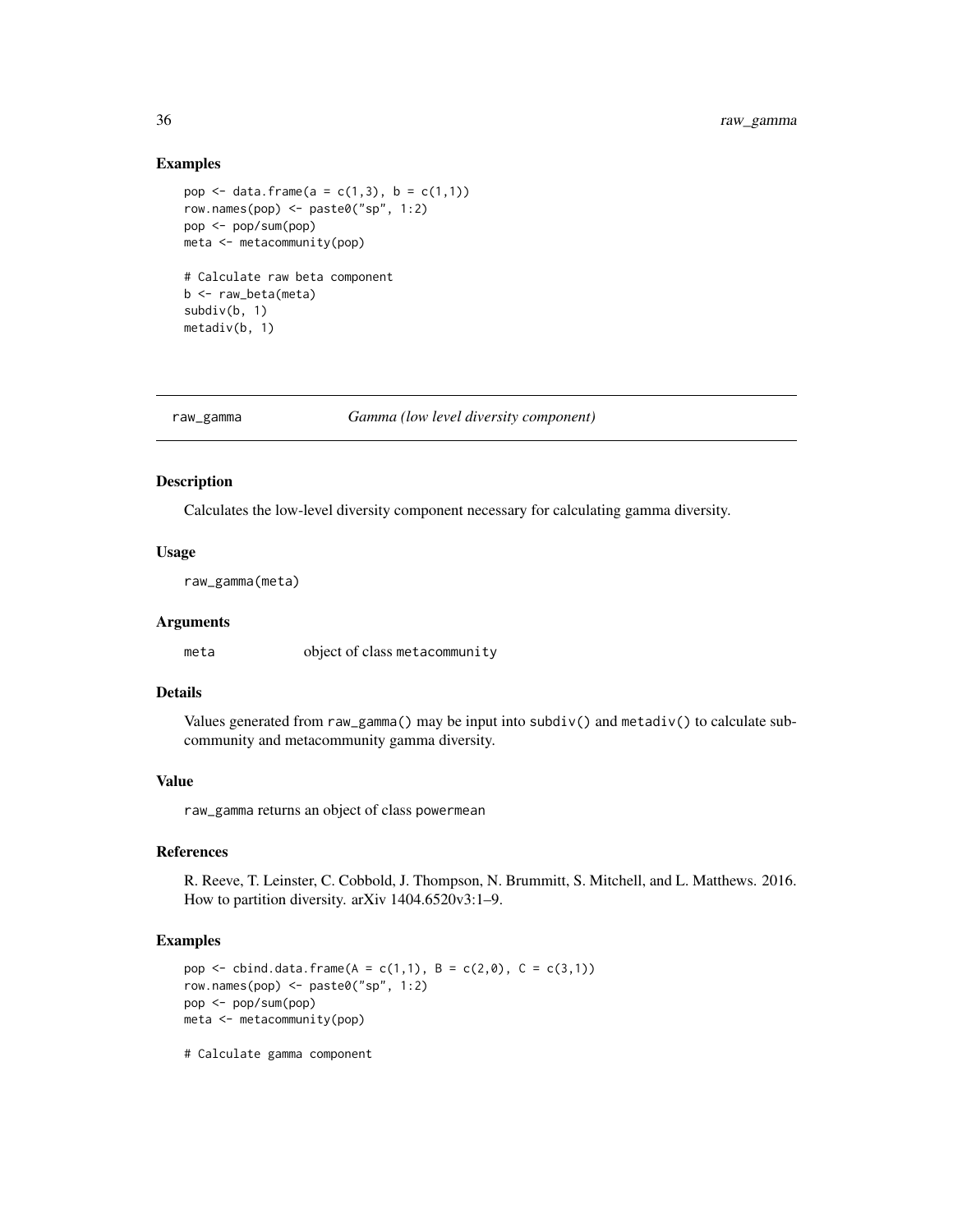## Examples

```
pop <- data.frame(a = c(1,3), b = c(1,1))
row.names(pop) <- paste0("sp", 1:2)
pop <- pop/sum(pop)
meta <- metacommunity(pop)

# Calculate raw beta component
b <- raw_beta(meta)
subdiv(b, 1)
metadiv(b, 1)
```

---

# raw_gamma *Gamma (low level diversity component)*

---

## Description

Calculates the low-level diversity component necessary for calculating gamma diversity.

## Usage

```
raw_gamma(meta)
```

## Arguments

| | |
|---|---|
| meta | object of class metacommunity |

## Details

Values generated from raw_gamma() may be input into subdiv() and metadiv() to calculate subcommunity and metacommunity gamma diversity.

## Value

raw_gamma returns an object of class powermean

## References

R. Reeve, T. Leinster, C. Cobbold, J. Thompson, N. Brummitt, S. Mitchell, and L. Matthews. 2016. How to partition diversity. arXiv 1404.6520v3:1–9.

## Examples

```
pop <- cbind.data.frame(A = c(1,1), B = c(2,0), C = c(3,1))
row.names(pop) <- paste0("sp", 1:2)
pop <- pop/sum(pop)
meta <- metacommunity(pop)

# Calculate gamma component
```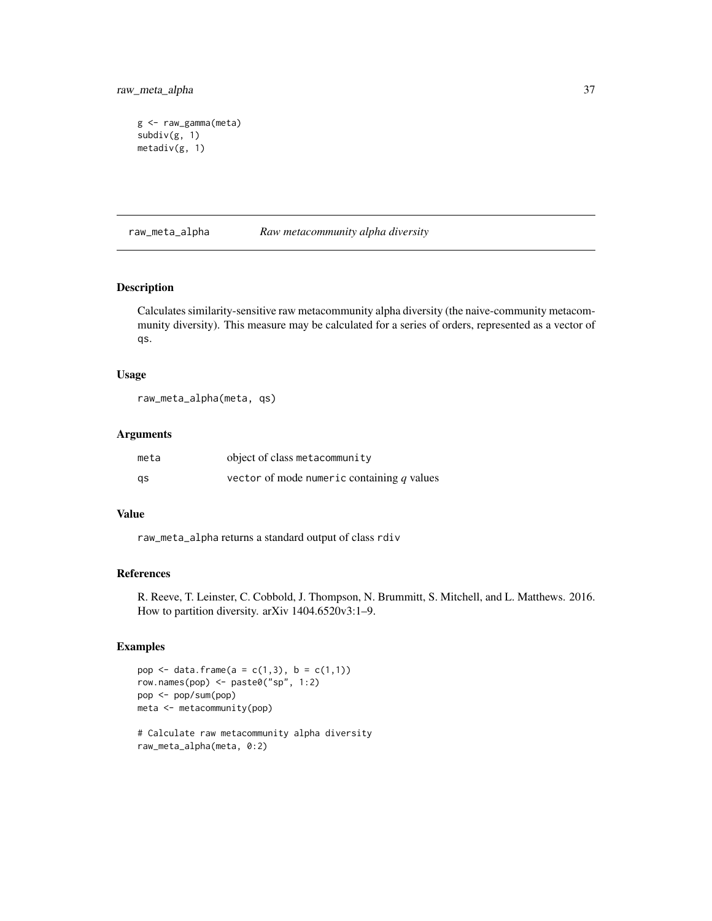```
g <- raw_gamma(meta)
subdiv(g, 1)
metadiv(g, 1)
```

## raw_meta_alpha *Raw metacommunity alpha diversity*

### Description

Calculates similarity-sensitive raw metacommunity alpha diversity (the naive-community metacommunity diversity). This measure may be calculated for a series of orders, represented as a vector of qs.

### Usage

```
raw_meta_alpha(meta, qs)
```

### Arguments

| | |
|---|---|
| meta | object of class metacommunity |
| qs | vector of mode numeric containing $q$ values |

### Value

raw_meta_alpha returns a standard output of class rdiv

### References

R. Reeve, T. Leinster, C. Cobbold, J. Thompson, N. Brummitt, S. Mitchell, and L. Matthews. 2016. How to partition diversity. arXiv 1404.6520v3:1–9.

### Examples

```
pop <- data.frame(a = c(1,3), b = c(1,1))
row.names(pop) <- paste0("sp", 1:2)
pop <- pop/sum(pop)
meta <- metacommunity(pop)

# Calculate raw metacommunity alpha diversity
raw_meta_alpha(meta, 0:2)
```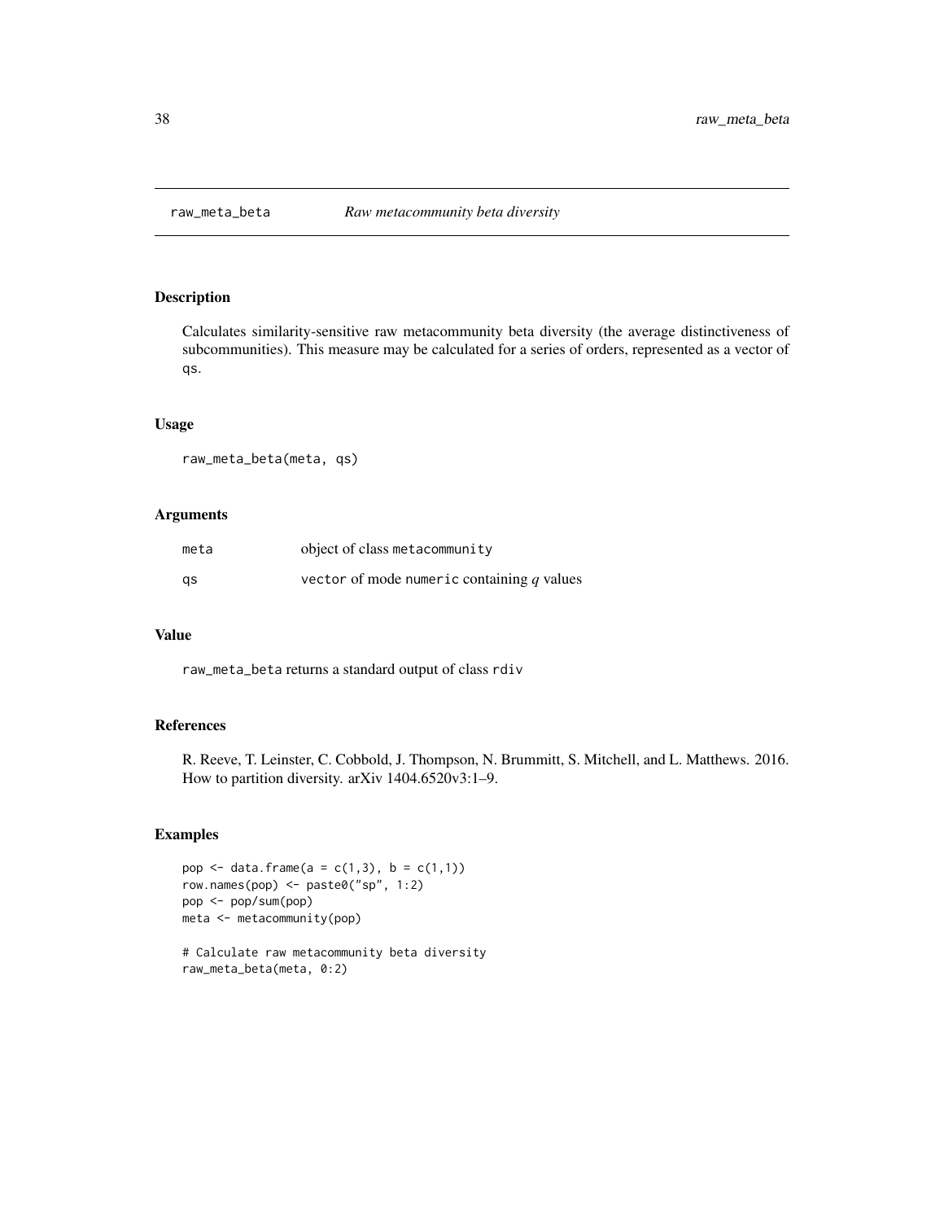## raw_meta_beta *Raw metacommunity beta diversity*

### Description

Calculates similarity-sensitive raw metacommunity beta diversity (the average distinctiveness of subcommunities). This measure may be calculated for a series of orders, represented as a vector of qs.

### Usage

```
raw_meta_beta(meta, qs)
```

### Arguments

| | |
|---|---|
| meta | object of class metacommunity |
| qs | vector of mode numeric containing $q$ values |

### Value

raw_meta_beta returns a standard output of class rdiv

### References

R. Reeve, T. Leinster, C. Cobbold, J. Thompson, N. Brummitt, S. Mitchell, and L. Matthews. 2016. How to partition diversity. arXiv 1404.6520v3:1–9.

### Examples

```
pop <- data.frame(a = c(1,3), b = c(1,1))
row.names(pop) <- paste0("sp", 1:2)
pop <- pop/sum(pop)
meta <- metacommunity(pop)

# Calculate raw metacommunity beta diversity
raw_meta_beta(meta, 0:2)
```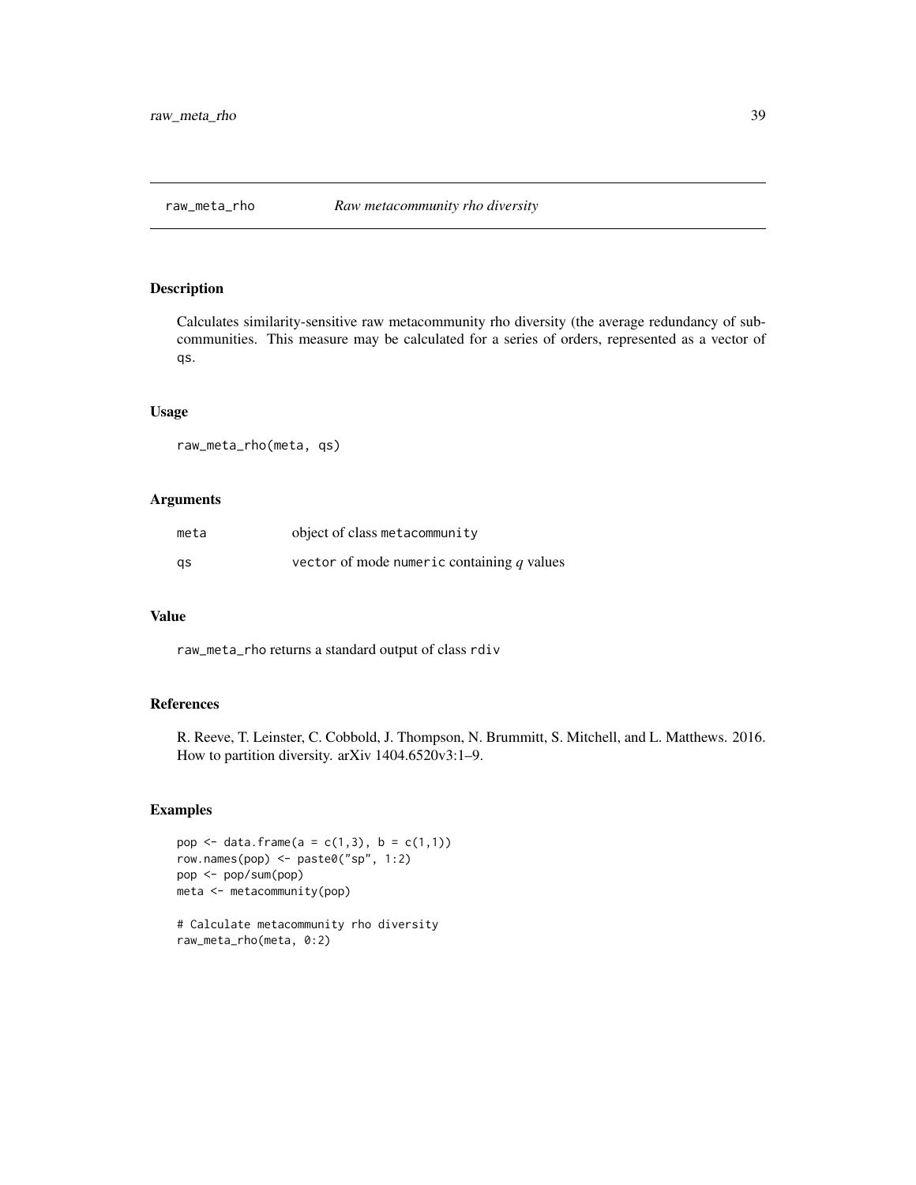## raw_meta_rho *Raw metacommunity rho diversity*

### Description

Calculates similarity-sensitive raw metacommunity rho diversity (the average redundancy of subcommunities. This measure may be calculated for a series of orders, represented as a vector of `qs`.

### Usage

```
raw_meta_rho(meta, qs)
```

### Arguments

| | |
|---|---|
| `meta` | object of class `metacommunity` |
| `qs` | `vector` of mode `numeric` containing $q$ values |

### Value

`raw_meta_rho` returns a standard output of class `rdiv`

### References

R. Reeve, T. Leinster, C. Cobbold, J. Thompson, N. Brummitt, S. Mitchell, and L. Matthews. 2016. How to partition diversity. arXiv 1404.6520v3:1–9.

### Examples

```
pop <- data.frame(a = c(1,3), b = c(1,1))
row.names(pop) <- paste0("sp", 1:2)
pop <- pop/sum(pop)
meta <- metacommunity(pop)

# Calculate metacommunity rho diversity
raw_meta_rho(meta, 0:2)
```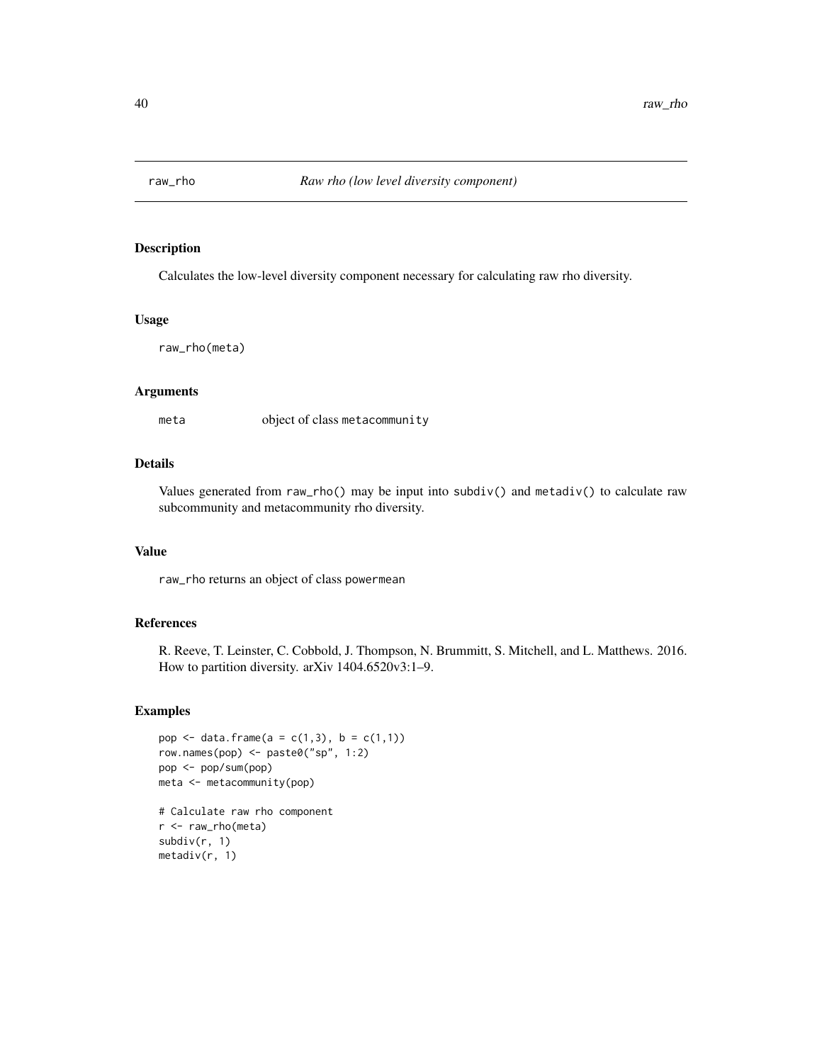# raw_rho — *Raw rho (low level diversity component)*

## Description

Calculates the low-level diversity component necessary for calculating raw rho diversity.

## Usage

```
raw_rho(meta)
```

## Arguments

| | |
|---|---|
| meta | object of class metacommunity |

## Details

Values generated from raw_rho() may be input into subdiv() and metadiv() to calculate raw subcommunity and metacommunity rho diversity.

## Value

raw_rho returns an object of class powermean

## References

R. Reeve, T. Leinster, C. Cobbold, J. Thompson, N. Brummitt, S. Mitchell, and L. Matthews. 2016. How to partition diversity. arXiv 1404.6520v3:1–9.

## Examples

```
pop <- data.frame(a = c(1,3), b = c(1,1))
row.names(pop) <- paste0("sp", 1:2)
pop <- pop/sum(pop)
meta <- metacommunity(pop)

# Calculate raw rho component
r <- raw_rho(meta)
subdiv(r, 1)
metadiv(r, 1)
```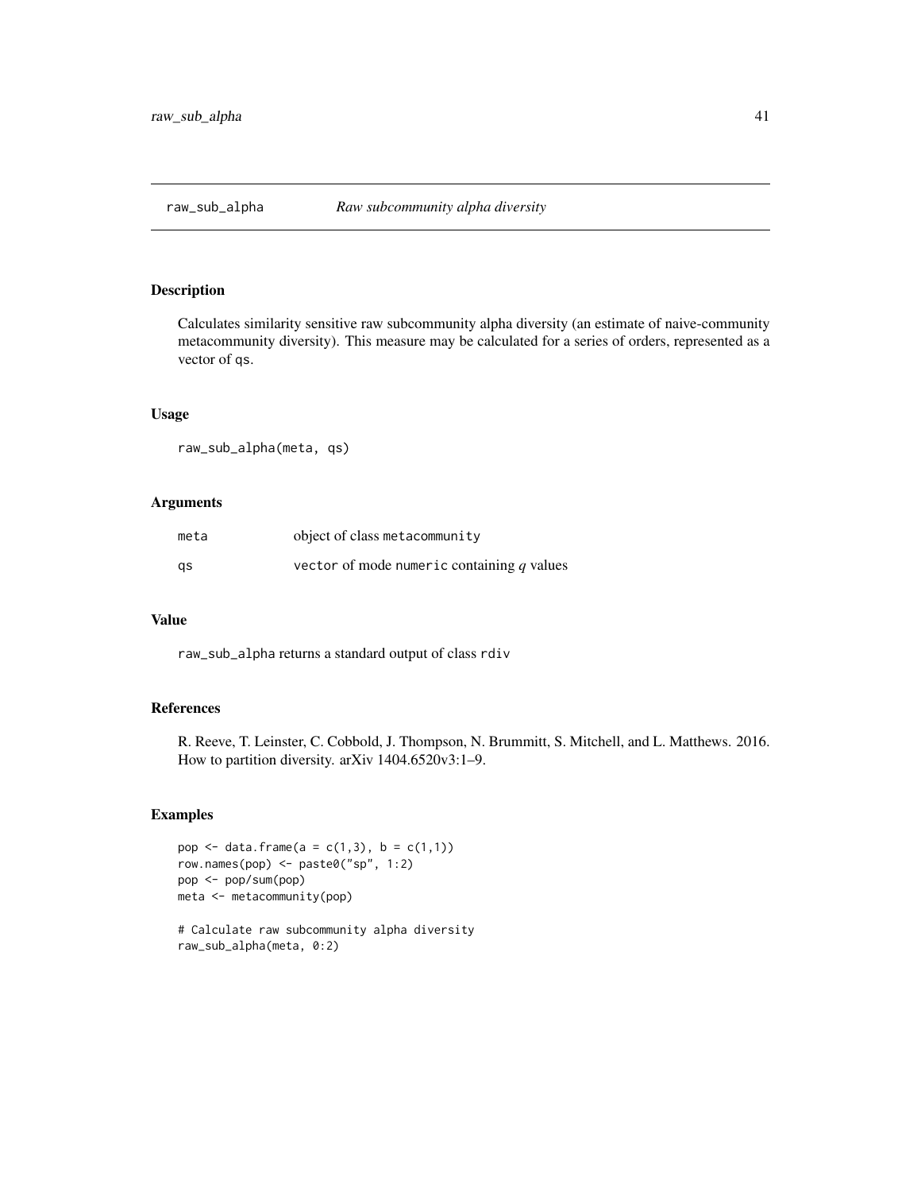# raw_sub_alpha — *Raw subcommunity alpha diversity*

## Description

Calculates similarity sensitive raw subcommunity alpha diversity (an estimate of naive-community metacommunity diversity). This measure may be calculated for a series of orders, represented as a vector of qs.

## Usage

```
raw_sub_alpha(meta, qs)
```

## Arguments

| | |
|---|---|
| meta | object of class metacommunity |
| qs | vector of mode numeric containing $q$ values |

## Value

raw_sub_alpha returns a standard output of class rdiv

## References

R. Reeve, T. Leinster, C. Cobbold, J. Thompson, N. Brummitt, S. Mitchell, and L. Matthews. 2016. How to partition diversity. arXiv 1404.6520v3:1–9.

## Examples

```
pop <- data.frame(a = c(1,3), b = c(1,1))
row.names(pop) <- paste0("sp", 1:2)
pop <- pop/sum(pop)
meta <- metacommunity(pop)

# Calculate raw subcommunity alpha diversity
raw_sub_alpha(meta, 0:2)
```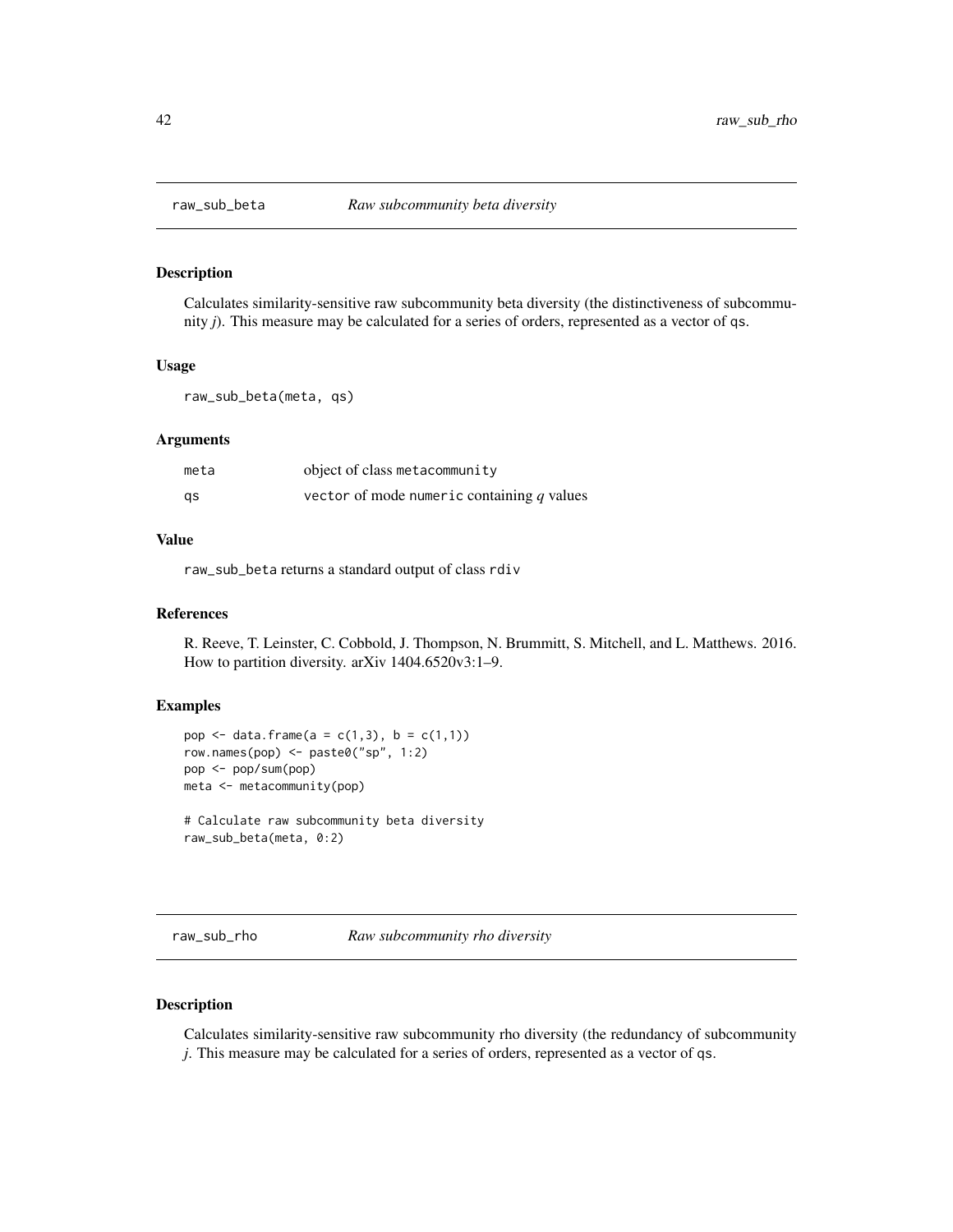## raw_sub_beta — *Raw subcommunity beta diversity*

### Description

Calculates similarity-sensitive raw subcommunity beta diversity (the distinctiveness of subcommunity *j*). This measure may be calculated for a series of orders, represented as a vector of qs.

### Usage

```
raw_sub_beta(meta, qs)
```

### Arguments

| | |
|---|---|
| meta | object of class metacommunity |
| qs | vector of mode numeric containing *q* values |

### Value

raw_sub_beta returns a standard output of class rdiv

### References

R. Reeve, T. Leinster, C. Cobbold, J. Thompson, N. Brummitt, S. Mitchell, and L. Matthews. 2016. How to partition diversity. arXiv 1404.6520v3:1–9.

### Examples

```
pop <- data.frame(a = c(1,3), b = c(1,1))
row.names(pop) <- paste0("sp", 1:2)
pop <- pop/sum(pop)
meta <- metacommunity(pop)

# Calculate raw subcommunity beta diversity
raw_sub_beta(meta, 0:2)
```

## raw_sub_rho — *Raw subcommunity rho diversity*

### Description

Calculates similarity-sensitive raw subcommunity rho diversity (the redundancy of subcommunity *j*. This measure may be calculated for a series of orders, represented as a vector of qs.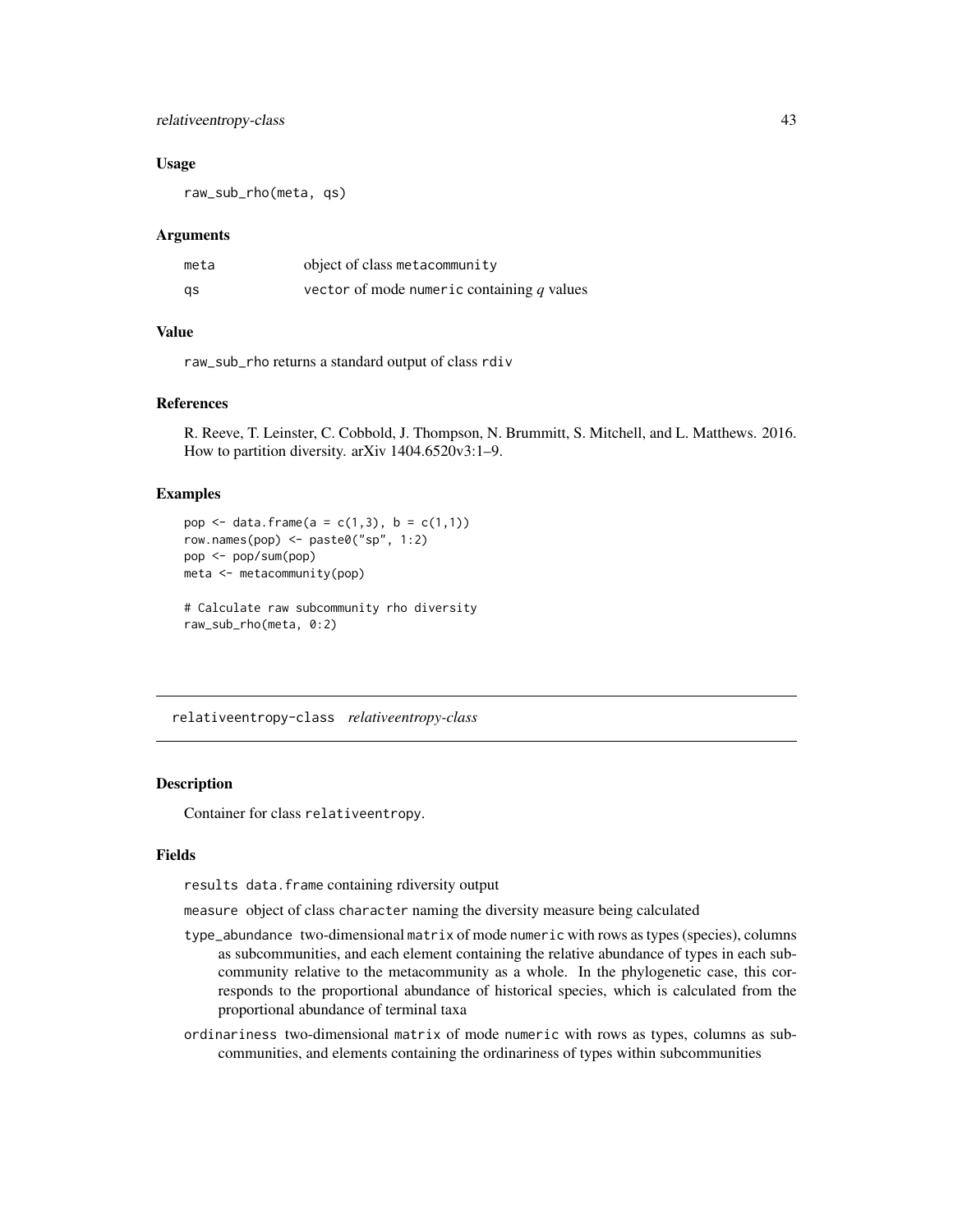### Usage

```
raw_sub_rho(meta, qs)
```

### Arguments

| | |
|---|---|
| meta | object of class metacommunity |
| qs | vector of mode numeric containing $q$ values |

### Value

raw_sub_rho returns a standard output of class rdiv

### References

R. Reeve, T. Leinster, C. Cobbold, J. Thompson, N. Brummitt, S. Mitchell, and L. Matthews. 2016. How to partition diversity. arXiv 1404.6520v3:1–9.

### Examples

```
pop <- data.frame(a = c(1,3), b = c(1,1))
row.names(pop) <- paste0("sp", 1:2)
pop <- pop/sum(pop)
meta <- metacommunity(pop)

# Calculate raw subcommunity rho diversity
raw_sub_rho(meta, 0:2)
```

## relativeentropy-class *relativeentropy-class*

### Description

Container for class relativeentropy.

### Fields

results data.frame containing rdiversity output

measure object of class character naming the diversity measure being calculated

type_abundance two-dimensional matrix of mode numeric with rows as types (species), columns as subcommunities, and each element containing the relative abundance of types in each subcommunity relative to the metacommunity as a whole. In the phylogenetic case, this corresponds to the proportional abundance of historical species, which is calculated from the proportional abundance of terminal taxa

ordinariness two-dimensional matrix of mode numeric with rows as types, columns as subcommunities, and elements containing the ordinariness of types within subcommunities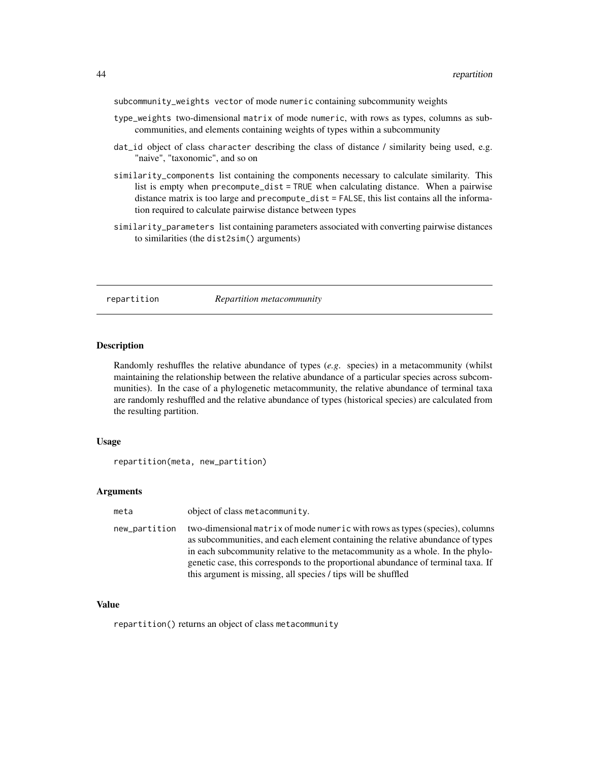subcommunity_weights vector of mode numeric containing subcommunity weights

type_weights two-dimensional matrix of mode numeric, with rows as types, columns as subcommunities, and elements containing weights of types within a subcommunity

dat_id object of class character describing the class of distance / similarity being used, e.g. "naive", "taxonomic", and so on

similarity_components list containing the components necessary to calculate similarity. This list is empty when precompute_dist = TRUE when calculating distance. When a pairwise distance matrix is too large and precompute_dist = FALSE, this list contains all the information required to calculate pairwise distance between types

similarity_parameters list containing parameters associated with converting pairwise distances to similarities (the dist2sim() arguments)

## repartition — *Repartition metacommunity*

### Description

Randomly reshuffles the relative abundance of types (*e.g.* species) in a metacommunity (whilst maintaining the relationship between the relative abundance of a particular species across subcommunities). In the case of a phylogenetic metacommunity, the relative abundance of terminal taxa are randomly reshuffled and the relative abundance of types (historical species) are calculated from the resulting partition.

### Usage

```
repartition(meta, new_partition)
```

### Arguments

| | |
|---|---|
| meta | object of class metacommunity. |
| new_partition | two-dimensional matrix of mode numeric with rows as types (species), columns as subcommunities, and each element containing the relative abundance of types in each subcommunity relative to the metacommunity as a whole. In the phylogenetic case, this corresponds to the proportional abundance of terminal taxa. If this argument is missing, all species / tips will be shuffled |

### Value

repartition() returns an object of class metacommunity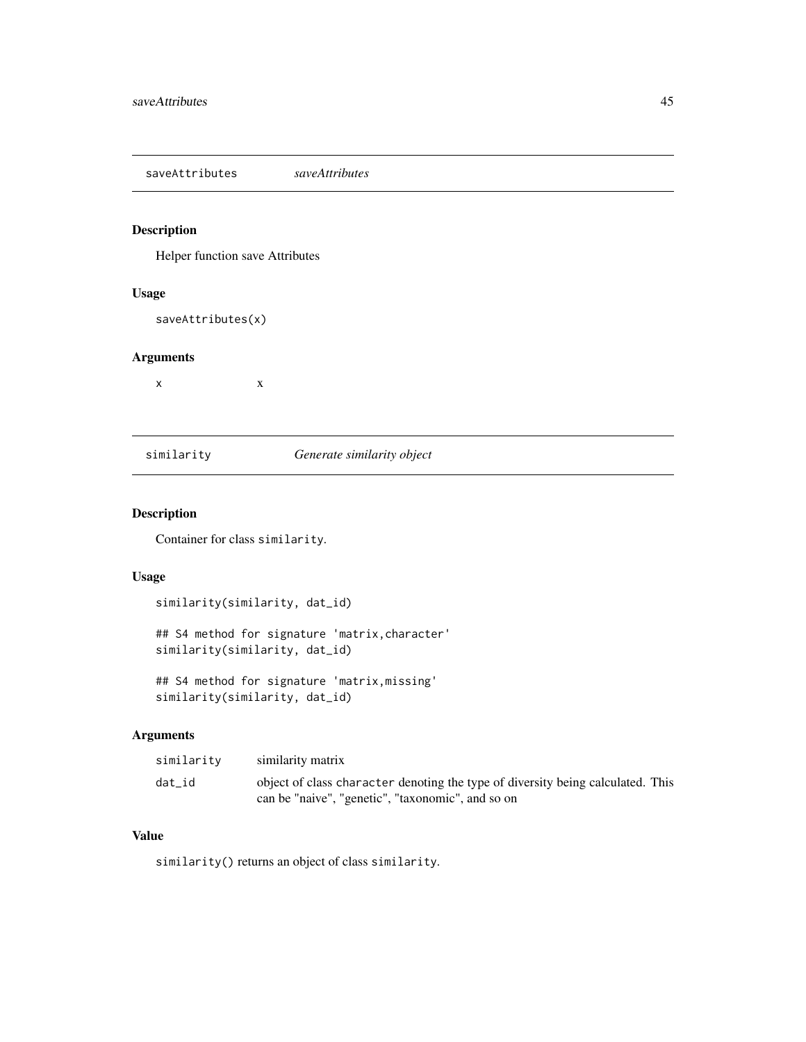## saveAttributes *saveAttributes*

### Description

Helper function save Attributes

### Usage

```
saveAttributes(x)
```

### Arguments

| | |
|---|---|
| x | x |

## similarity *Generate similarity object*

### Description

Container for class `similarity`.

### Usage

```
similarity(similarity, dat_id)

## S4 method for signature 'matrix,character'
similarity(similarity, dat_id)

## S4 method for signature 'matrix,missing'
similarity(similarity, dat_id)
```

### Arguments

| | |
|---|---|
| similarity | similarity matrix |
| dat_id | object of class `character` denoting the type of diversity being calculated. This can be "naive", "genetic", "taxonomic", and so on |

### Value

`similarity()` returns an object of class `similarity`.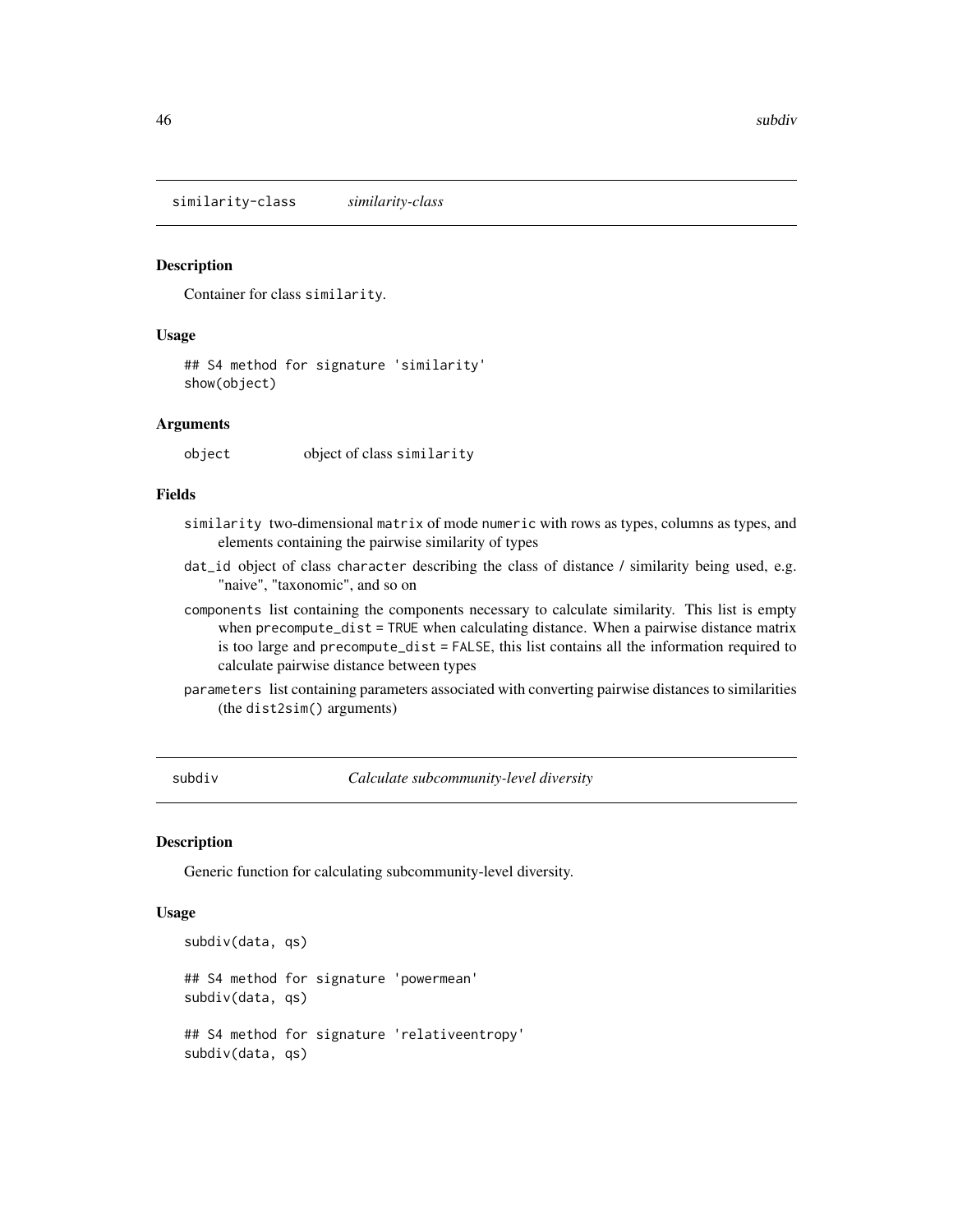## similarity-class *similarity-class*

### Description

Container for class `similarity`.

### Usage

```
## S4 method for signature 'similarity'
show(object)
```

### Arguments

`object` object of class `similarity`

### Fields

- `similarity` two-dimensional `matrix` of mode `numeric` with rows as types, columns as types, and elements containing the pairwise similarity of types
- `dat_id` object of class `character` describing the class of distance / similarity being used, e.g. "naive", "taxonomic", and so on
- `components` list containing the components necessary to calculate similarity. This list is empty when `precompute_dist = TRUE` when calculating distance. When a pairwise distance matrix is too large and `precompute_dist = FALSE`, this list contains all the information required to calculate pairwise distance between types
- `parameters` list containing parameters associated with converting pairwise distances to similarities (the `dist2sim()` arguments)

## subdiv *Calculate subcommunity-level diversity*

### Description

Generic function for calculating subcommunity-level diversity.

### Usage

```
subdiv(data, qs)

## S4 method for signature 'powermean'
subdiv(data, qs)

## S4 method for signature 'relativeentropy'
subdiv(data, qs)
```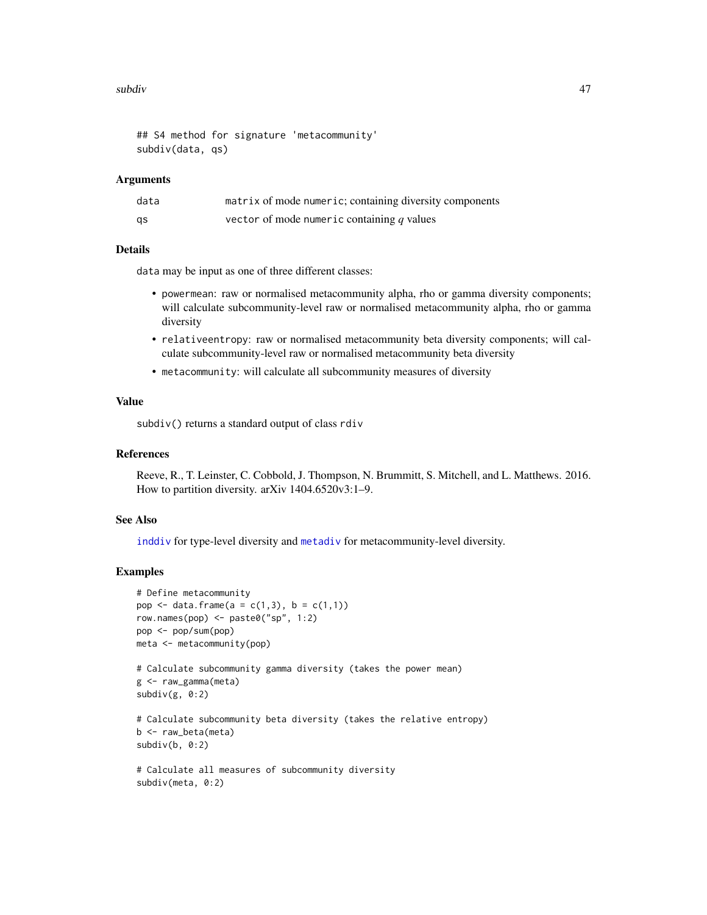```
## S4 method for signature 'metacommunity'
subdiv(data, qs)
```

### Arguments

| | |
|---|---|
| data | `matrix` of mode `numeric`; containing diversity components |
| qs | `vector` of mode `numeric` containing $q$ values |

### Details

`data` may be input as one of three different classes:

- `powermean`: raw or normalised metacommunity alpha, rho or gamma diversity components; will calculate subcommunity-level raw or normalised metacommunity alpha, rho or gamma diversity
- `relativeentropy`: raw or normalised metacommunity beta diversity components; will calculate subcommunity-level raw or normalised metacommunity beta diversity
- `metacommunity`: will calculate all subcommunity measures of diversity

### Value

`subdiv()` returns a standard output of class `rdiv`

### References

Reeve, R., T. Leinster, C. Cobbold, J. Thompson, N. Brummitt, S. Mitchell, and L. Matthews. 2016. How to partition diversity. arXiv 1404.6520v3:1–9.

### See Also

`inddiv` for type-level diversity and `metadiv` for metacommunity-level diversity.

### Examples

```
# Define metacommunity
pop <- data.frame(a = c(1,3), b = c(1,1))
row.names(pop) <- paste0("sp", 1:2)
pop <- pop/sum(pop)
meta <- metacommunity(pop)

# Calculate subcommunity gamma diversity (takes the power mean)
g <- raw_gamma(meta)
subdiv(g, 0:2)

# Calculate subcommunity beta diversity (takes the relative entropy)
b <- raw_beta(meta)
subdiv(b, 0:2)

# Calculate all measures of subcommunity diversity
subdiv(meta, 0:2)
```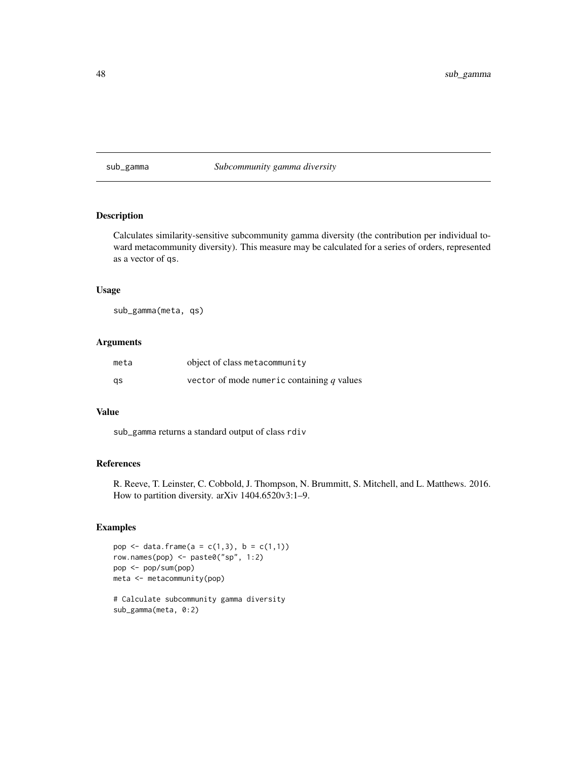# sub_gamma *Subcommunity gamma diversity*

## Description

Calculates similarity-sensitive subcommunity gamma diversity (the contribution per individual toward metacommunity diversity). This measure may be calculated for a series of orders, represented as a vector of qs.

## Usage

```
sub_gamma(meta, qs)
```

## Arguments

| | |
|---|---|
| meta | object of class metacommunity |
| qs | vector of mode numeric containing $q$ values |

## Value

sub_gamma returns a standard output of class rdiv

## References

R. Reeve, T. Leinster, C. Cobbold, J. Thompson, N. Brummitt, S. Mitchell, and L. Matthews. 2016. How to partition diversity. arXiv 1404.6520v3:1–9.

## Examples

```
pop <- data.frame(a = c(1,3), b = c(1,1))
row.names(pop) <- paste0("sp", 1:2)
pop <- pop/sum(pop)
meta <- metacommunity(pop)

# Calculate subcommunity gamma diversity
sub_gamma(meta, 0:2)
```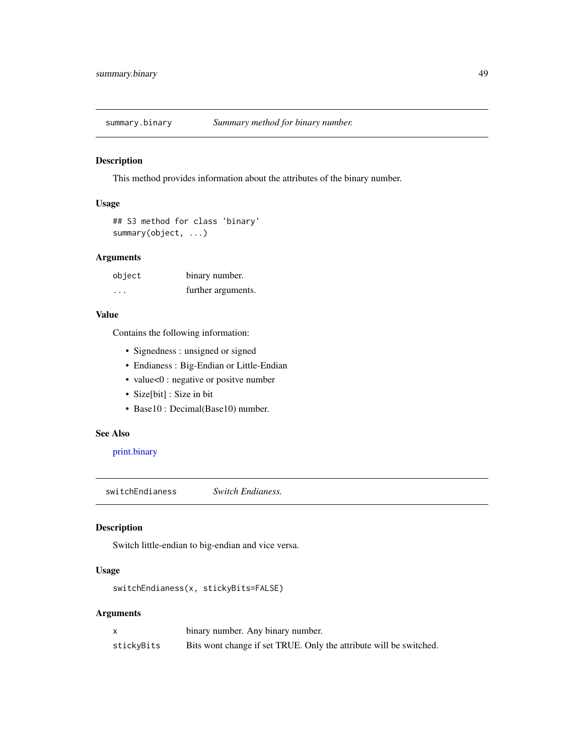## summary.binary — *Summary method for binary number.*

### Description

This method provides information about the attributes of the binary number.

### Usage

```
## S3 method for class 'binary'
summary(object, ...)
```

### Arguments

| | |
|---|---|
| `object` | binary number. |
| `...` | further arguments. |

### Value

Contains the following information:

- Signedness : unsigned or signed
- Endianess : Big-Endian or Little-Endian
- value<0 : negative or positve number
- Size[bit] : Size in bit
- Base10 : Decimal(Base10) number.

### See Also

print.binary

## switchEndianess — *Switch Endianess.*

### Description

Switch little-endian to big-endian and vice versa.

### Usage

```
switchEndianess(x, stickyBits=FALSE)
```

### Arguments

| | |
|---|---|
| `x` | binary number. Any binary number. |
| `stickyBits` | Bits wont change if set TRUE. Only the attribute will be switched. |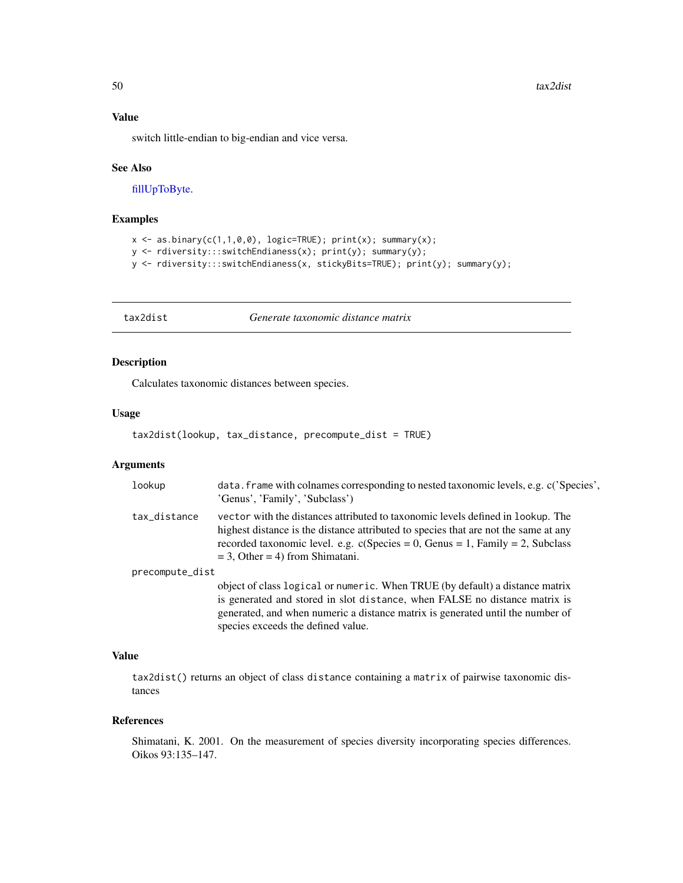## Value

switch little-endian to big-endian and vice versa.

## See Also

fillUpToByte.

## Examples

```
x <- as.binary(c(1,1,0,0), logic=TRUE); print(x); summary(x);
y <- rdiversity:::switchEndianess(x); print(y); summary(y);
y <- rdiversity:::switchEndianess(x, stickyBits=TRUE); print(y); summary(y);
```

---

# tax2dist — *Generate taxonomic distance matrix*

## Description

Calculates taxonomic distances between species.

## Usage

```
tax2dist(lookup, tax_distance, precompute_dist = TRUE)
```

## Arguments

| | |
|---|---|
| `lookup` | `data.frame` with colnames corresponding to nested taxonomic levels, e.g. c('Species', 'Genus', 'Family', 'Subclass') |
| `tax_distance` | `vector` with the distances attributed to taxonomic levels defined in `lookup`. The highest distance is the distance attributed to species that are not the same at any recorded taxonomic level. e.g. c(Species = 0, Genus = 1, Family = 2, Subclass = 3, Other = 4) from Shimatani. |
| `precompute_dist` | object of class `logical` or `numeric`. When TRUE (by default) a distance matrix is generated and stored in slot `distance`, when FALSE no distance matrix is generated, and when numeric a distance matrix is generated until the number of species exceeds the defined value. |

## Value

`tax2dist()` returns an object of class `distance` containing a `matrix` of pairwise taxonomic distances

## References

Shimatani, K. 2001. On the measurement of species diversity incorporating species differences. Oikos 93:135–147.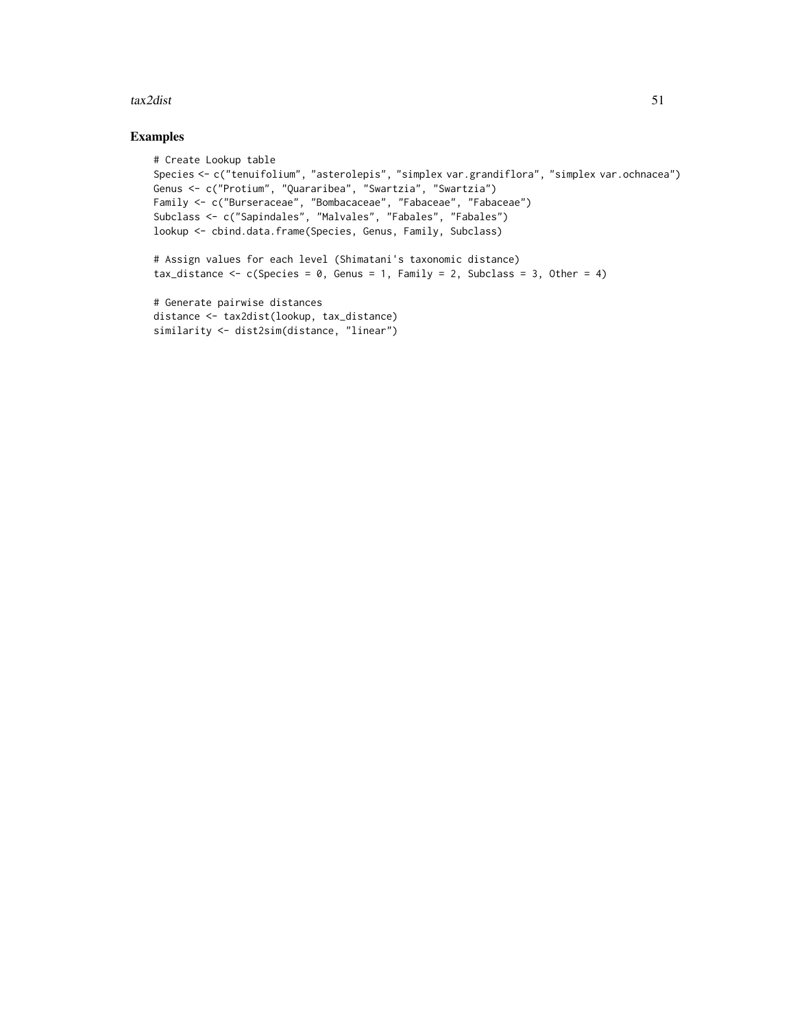## Examples

```
# Create Lookup table
Species <- c("tenuifolium", "asterolepis", "simplex var.grandiflora", "simplex var.ochnacea")
Genus <- c("Protium", "Quararibea", "Swartzia", "Swartzia")
Family <- c("Burseraceae", "Bombacaceae", "Fabaceae", "Fabaceae")
Subclass <- c("Sapindales", "Malvales", "Fabales", "Fabales")
lookup <- cbind.data.frame(Species, Genus, Family, Subclass)

# Assign values for each level (Shimatani's taxonomic distance)
tax_distance <- c(Species = 0, Genus = 1, Family = 2, Subclass = 3, Other = 4)

# Generate pairwise distances
distance <- tax2dist(lookup, tax_distance)
similarity <- dist2sim(distance, "linear")
```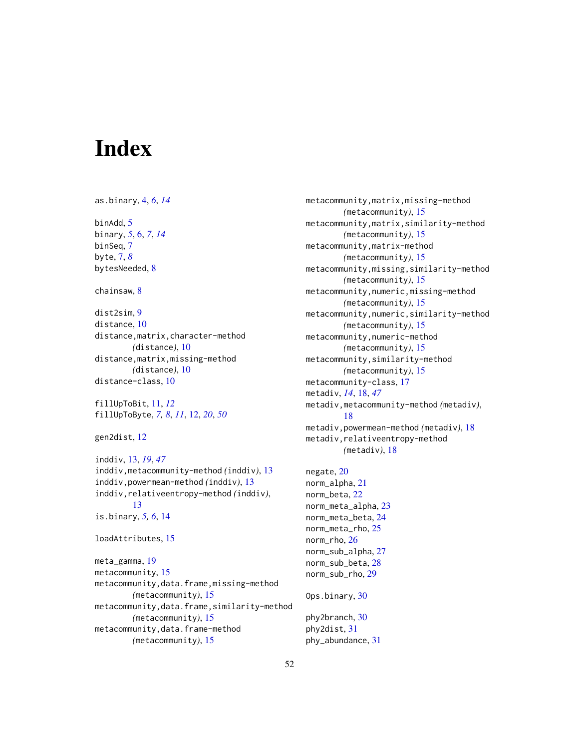# Index

as.binary, 4, *6*, *14*

binAdd, 5
binary, *5*, 6, *7*, *14*
binSeq, 7
byte, 7, *8*
bytesNeeded, 8

chainsaw, 8

dist2sim, 9
distance, 10
distance,matrix,character-method *(*distance*)*, 10
distance,matrix,missing-method *(*distance*)*, 10
distance-class, 10

fillUpToBit, 11, *12*
fillUpToByte, *7*, *8*, *11*, 12, *20*, *50*

gen2dist, 12

inddiv, 13, *19*, *47*
inddiv,metacommunity-method *(*inddiv*)*, 13
inddiv,powermean-method *(*inddiv*)*, 13
inddiv,relativeentropy-method *(*inddiv*)*, 13
is.binary, *5*, *6*, 14

loadAttributes, 15

meta_gamma, 19
metacommunity, 15
metacommunity,data.frame,missing-method *(*metacommunity*)*, 15
metacommunity,data.frame,similarity-method *(*metacommunity*)*, 15
metacommunity,data.frame-method *(*metacommunity*)*, 15
metacommunity,matrix,missing-method *(*metacommunity*)*, 15
metacommunity,matrix,similarity-method *(*metacommunity*)*, 15
metacommunity,matrix-method *(*metacommunity*)*, 15
metacommunity,missing,similarity-method *(*metacommunity*)*, 15
metacommunity,numeric,missing-method *(*metacommunity*)*, 15
metacommunity,numeric,similarity-method *(*metacommunity*)*, 15
metacommunity,numeric-method *(*metacommunity*)*, 15
metacommunity,similarity-method *(*metacommunity*)*, 15
metacommunity-class, 17
metadiv, *14*, 18, *47*
metadiv,metacommunity-method *(*metadiv*)*, 18
metadiv,powermean-method *(*metadiv*)*, 18
metadiv,relativeentropy-method *(*metadiv*)*, 18

negate, 20
norm_alpha, 21
norm_beta, 22
norm_meta_alpha, 23
norm_meta_beta, 24
norm_meta_rho, 25
norm_rho, 26
norm_sub_alpha, 27
norm_sub_beta, 28
norm_sub_rho, 29

Ops.binary, 30

phy2branch, 30
phy2dist, 31
phy_abundance, 31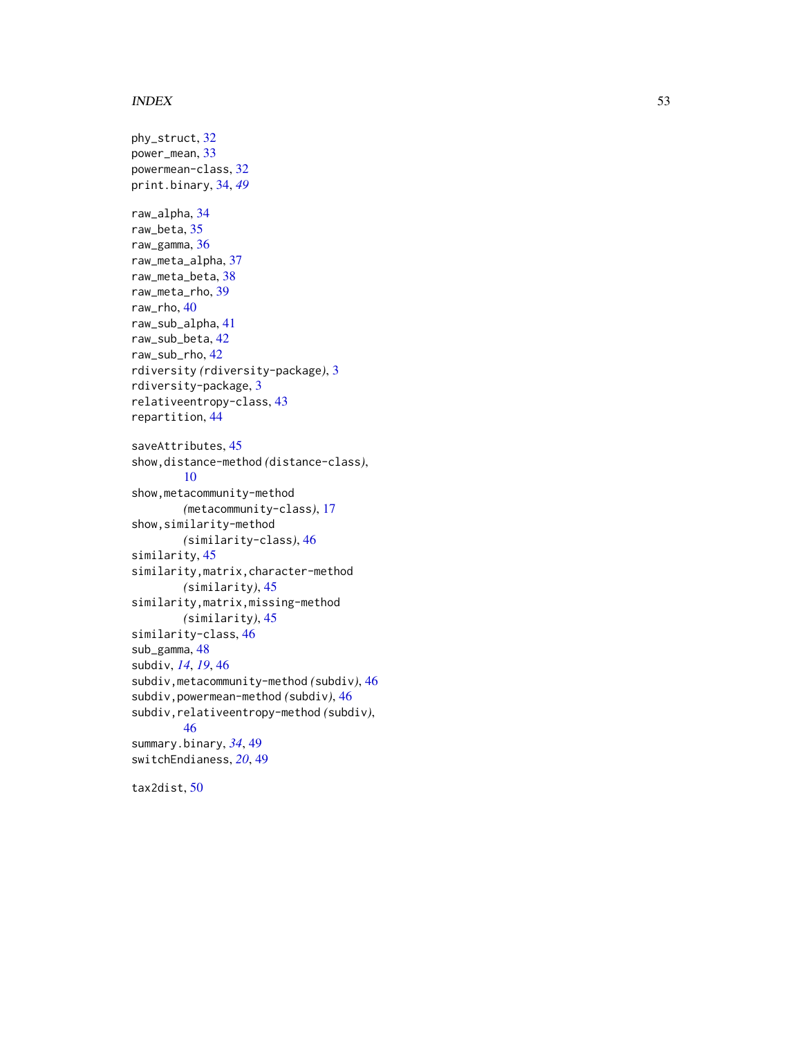phy_struct, 32
power_mean, 33
powermean-class, 32
print.binary, 34, *49*

raw_alpha, 34
raw_beta, 35
raw_gamma, 36
raw_meta_alpha, 37
raw_meta_beta, 38
raw_meta_rho, 39
raw_rho, 40
raw_sub_alpha, 41
raw_sub_beta, 42
raw_sub_rho, 42
rdiversity *(*rdiversity-package*)*, 3
rdiversity-package, 3
relativeentropy-class, 43
repartition, 44

saveAttributes, 45
show,distance-method *(*distance-class*)*, 10
show,metacommunity-method *(*metacommunity-class*)*, 17
show,similarity-method *(*similarity-class*)*, 46
similarity, 45
similarity,matrix,character-method *(*similarity*)*, 45
similarity,matrix,missing-method *(*similarity*)*, 45
similarity-class, 46
sub_gamma, 48
subdiv, *14*, *19*, 46
subdiv,metacommunity-method *(*subdiv*)*, 46
subdiv,powermean-method *(*subdiv*)*, 46
subdiv,relativeentropy-method *(*subdiv*)*, 46
summary.binary, *34*, 49
switchEndianess, *20*, 49

tax2dist, 50